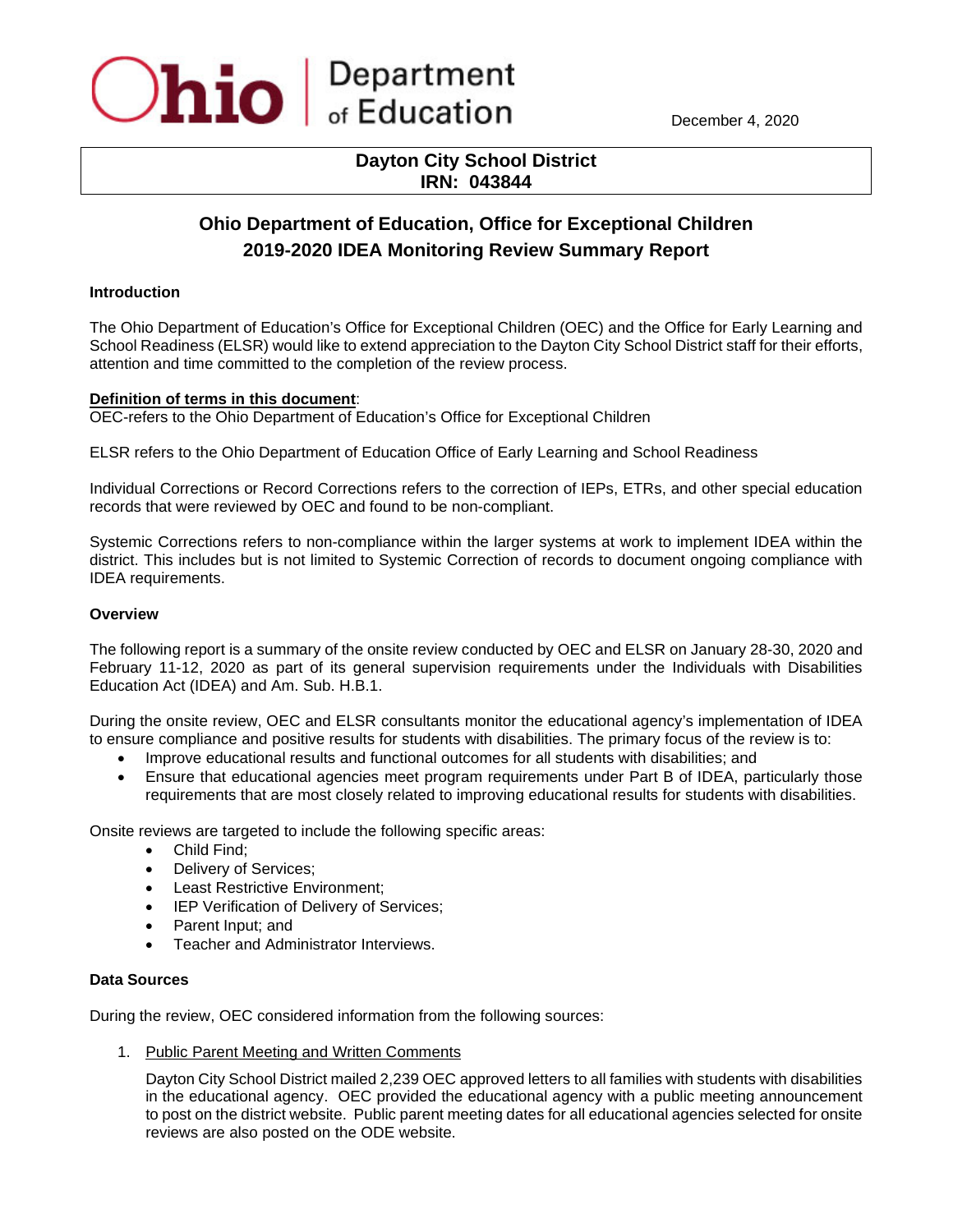Ohio | Department of Education

December 4, 2020

**Dayton City School District**
**IRN: 043844**

## Ohio Department of Education, Office for Exceptional Children
## 2019-2020 IDEA Monitoring Review Summary Report

### Introduction

The Ohio Department of Education's Office for Exceptional Children (OEC) and the Office for Early Learning and School Readiness (ELSR) would like to extend appreciation to the Dayton City School District staff for their efforts, attention and time committed to the completion of the review process.

**Definition of terms in this document**:

OEC-refers to the Ohio Department of Education's Office for Exceptional Children

ELSR refers to the Ohio Department of Education Office of Early Learning and School Readiness

Individual Corrections or Record Corrections refers to the correction of IEPs, ETRs, and other special education records that were reviewed by OEC and found to be non-compliant.

Systemic Corrections refers to non-compliance within the larger systems at work to implement IDEA within the district. This includes but is not limited to Systemic Correction of records to document ongoing compliance with IDEA requirements.

### Overview

The following report is a summary of the onsite review conducted by OEC and ELSR on January 28-30, 2020 and February 11-12, 2020 as part of its general supervision requirements under the Individuals with Disabilities Education Act (IDEA) and Am. Sub. H.B.1.

During the onsite review, OEC and ELSR consultants monitor the educational agency's implementation of IDEA to ensure compliance and positive results for students with disabilities. The primary focus of the review is to:

- Improve educational results and functional outcomes for all students with disabilities; and
- Ensure that educational agencies meet program requirements under Part B of IDEA, particularly those requirements that are most closely related to improving educational results for students with disabilities.

Onsite reviews are targeted to include the following specific areas:

- Child Find;
- Delivery of Services;
- Least Restrictive Environment;
- IEP Verification of Delivery of Services;
- Parent Input; and
- Teacher and Administrator Interviews.

### Data Sources

During the review, OEC considered information from the following sources:

1. Public Parent Meeting and Written Comments

   Dayton City School District mailed 2,239 OEC approved letters to all families with students with disabilities in the educational agency. OEC provided the educational agency with a public meeting announcement to post on the district website. Public parent meeting dates for all educational agencies selected for onsite reviews are also posted on the ODE website.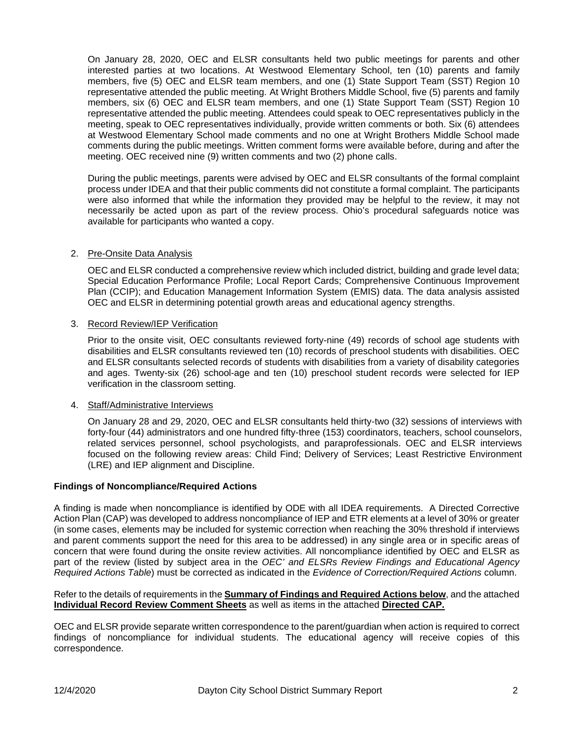On January 28, 2020, OEC and ELSR consultants held two public meetings for parents and other interested parties at two locations. At Westwood Elementary School, ten (10) parents and family members, five (5) OEC and ELSR team members, and one (1) State Support Team (SST) Region 10 representative attended the public meeting. At Wright Brothers Middle School, five (5) parents and family members, six (6) OEC and ELSR team members, and one (1) State Support Team (SST) Region 10 representative attended the public meeting. Attendees could speak to OEC representatives publicly in the meeting, speak to OEC representatives individually, provide written comments or both. Six (6) attendees at Westwood Elementary School made comments and no one at Wright Brothers Middle School made comments during the public meetings. Written comment forms were available before, during and after the meeting. OEC received nine (9) written comments and two (2) phone calls.

During the public meetings, parents were advised by OEC and ELSR consultants of the formal complaint process under IDEA and that their public comments did not constitute a formal complaint. The participants were also informed that while the information they provided may be helpful to the review, it may not necessarily be acted upon as part of the review process. Ohio's procedural safeguards notice was available for participants who wanted a copy.

2. Pre-Onsite Data Analysis

   OEC and ELSR conducted a comprehensive review which included district, building and grade level data; Special Education Performance Profile; Local Report Cards; Comprehensive Continuous Improvement Plan (CCIP); and Education Management Information System (EMIS) data. The data analysis assisted OEC and ELSR in determining potential growth areas and educational agency strengths.

3. Record Review/IEP Verification

   Prior to the onsite visit, OEC consultants reviewed forty-nine (49) records of school age students with disabilities and ELSR consultants reviewed ten (10) records of preschool students with disabilities. OEC and ELSR consultants selected records of students with disabilities from a variety of disability categories and ages. Twenty-six (26) school-age and ten (10) preschool student records were selected for IEP verification in the classroom setting.

4. Staff/Administrative Interviews

   On January 28 and 29, 2020, OEC and ELSR consultants held thirty-two (32) sessions of interviews with forty-four (44) administrators and one hundred fifty-three (153) coordinators, teachers, school counselors, related services personnel, school psychologists, and paraprofessionals. OEC and ELSR interviews focused on the following review areas: Child Find; Delivery of Services; Least Restrictive Environment (LRE) and IEP alignment and Discipline.

**Findings of Noncompliance/Required Actions**

A finding is made when noncompliance is identified by ODE with all IDEA requirements. A Directed Corrective Action Plan (CAP) was developed to address noncompliance of IEP and ETR elements at a level of 30% or greater (in some cases, elements may be included for systemic correction when reaching the 30% threshold if interviews and parent comments support the need for this area to be addressed) in any single area or in specific areas of concern that were found during the onsite review activities. All noncompliance identified by OEC and ELSR as part of the review (listed by subject area in the *OEC' and ELSRs Review Findings and Educational Agency Required Actions Table*) must be corrected as indicated in the *Evidence of Correction/Required Actions* column.

Refer to the details of requirements in the **Summary of Findings and Required Actions below**, and the attached **Individual Record Review Comment Sheets** as well as items in the attached **Directed CAP.**

OEC and ELSR provide separate written correspondence to the parent/guardian when action is required to correct findings of noncompliance for individual students. The educational agency will receive copies of this correspondence.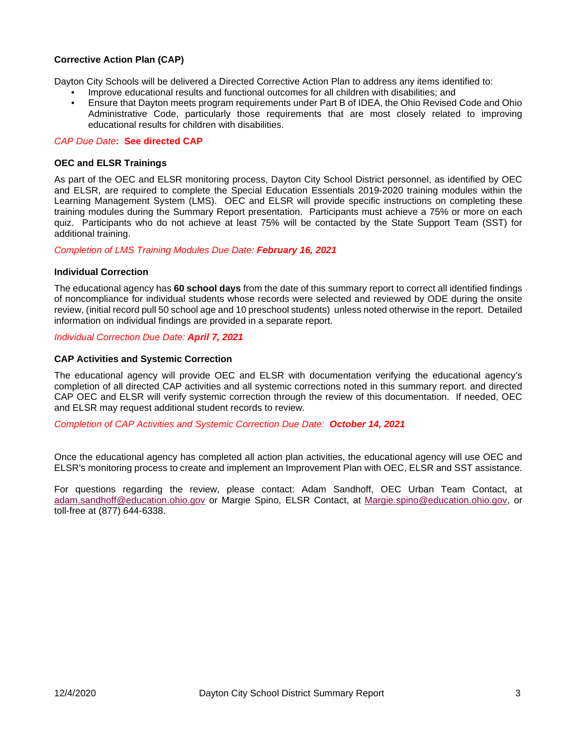**Corrective Action Plan (CAP)**

Dayton City Schools will be delivered a Directed Corrective Action Plan to address any items identified to:

- Improve educational results and functional outcomes for all children with disabilities; and
- Ensure that Dayton meets program requirements under Part B of IDEA, the Ohio Revised Code and Ohio Administrative Code, particularly those requirements that are most closely related to improving educational results for children with disabilities.

*CAP Due Date*: **See directed CAP**

**OEC and ELSR Trainings**

As part of the OEC and ELSR monitoring process, Dayton City School District personnel, as identified by OEC and ELSR, are required to complete the Special Education Essentials 2019-2020 training modules within the Learning Management System (LMS). OEC and ELSR will provide specific instructions on completing these training modules during the Summary Report presentation. Participants must achieve a 75% or more on each quiz. Participants who do not achieve at least 75% will be contacted by the State Support Team (SST) for additional training.

*Completion of LMS Training Modules Due Date:* ***February 16, 2021***

**Individual Correction**

The educational agency has **60 school days** from the date of this summary report to correct all identified findings of noncompliance for individual students whose records were selected and reviewed by ODE during the onsite review, (initial record pull 50 school age and 10 preschool students) unless noted otherwise in the report. Detailed information on individual findings are provided in a separate report.

*Individual Correction Due Date:* ***April 7, 2021***

**CAP Activities and Systemic Correction**

The educational agency will provide OEC and ELSR with documentation verifying the educational agency's completion of all directed CAP activities and all systemic corrections noted in this summary report. and directed CAP OEC and ELSR will verify systemic correction through the review of this documentation. If needed, OEC and ELSR may request additional student records to review.

*Completion of CAP Activities and Systemic Correction Due Date:* ***October 14, 2021***

Once the educational agency has completed all action plan activities, the educational agency will use OEC and ELSR's monitoring process to create and implement an Improvement Plan with OEC, ELSR and SST assistance.

For questions regarding the review, please contact: Adam Sandhoff, OEC Urban Team Contact, at adam.sandhoff@education.ohio.gov or Margie Spino, ELSR Contact, at Margie.spino@education.ohio.gov, or toll-free at (877) 644-6338.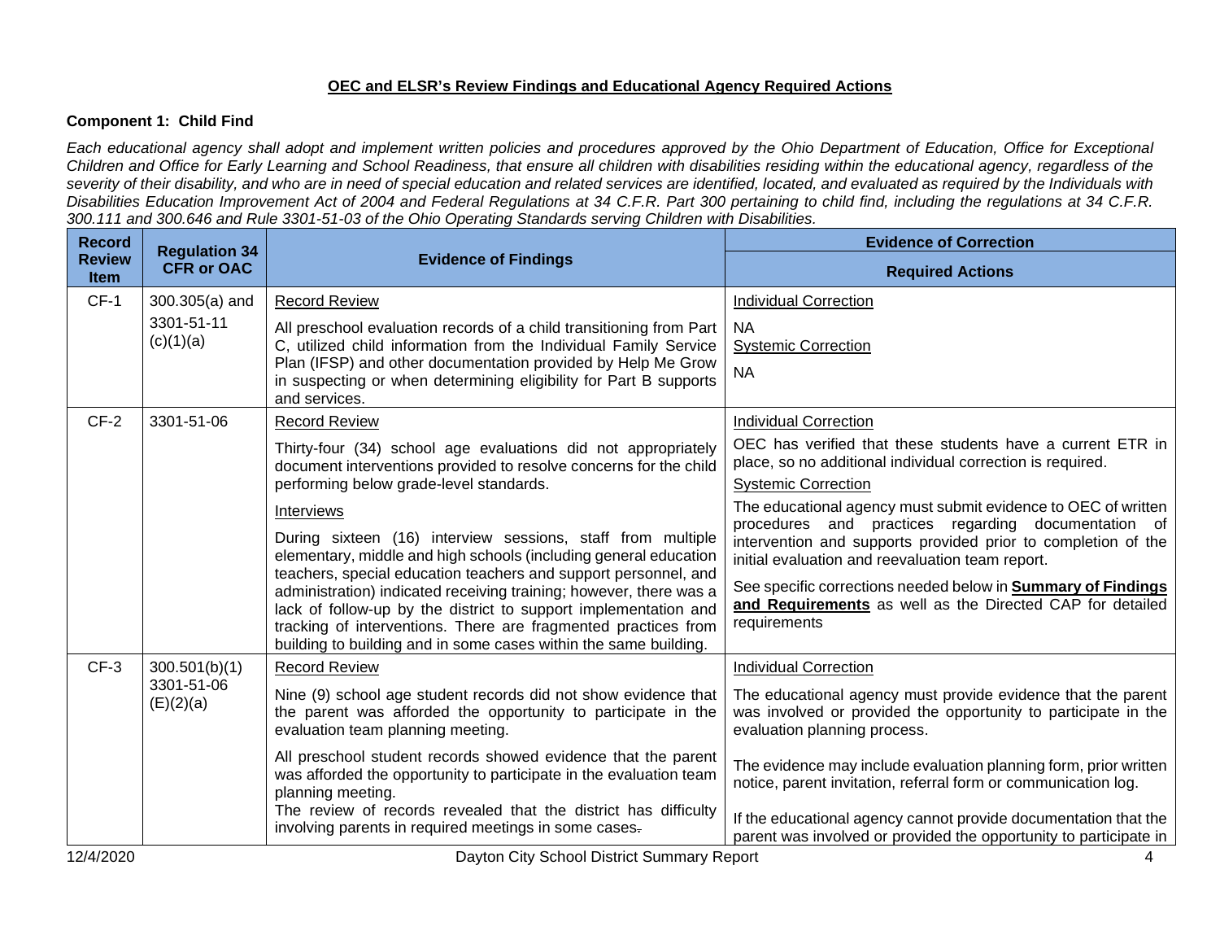**OEC and ELSR's Review Findings and Educational Agency Required Actions**

**Component 1: Child Find**

*Each educational agency shall adopt and implement written policies and procedures approved by the Ohio Department of Education, Office for Exceptional Children and Office for Early Learning and School Readiness, that ensure all children with disabilities residing within the educational agency, regardless of the severity of their disability, and who are in need of special education and related services are identified, located, and evaluated as required by the Individuals with Disabilities Education Improvement Act of 2004 and Federal Regulations at 34 C.F.R. Part 300 pertaining to child find, including the regulations at 34 C.F.R. 300.111 and 300.646 and Rule 3301-51-03 of the Ohio Operating Standards serving Children with Disabilities.*

| Record Review Item | Regulation 34 CFR or OAC | Evidence of Findings | Evidence of Correction<br>Required Actions |
|---|---|---|---|
| CF-1 | 300.305(a) and 3301-51-11 (c)(1)(a) | Record Review<br>All preschool evaluation records of a child transitioning from Part C, utilized child information from the Individual Family Service Plan (IFSP) and other documentation provided by Help Me Grow in suspecting or when determining eligibility for Part B supports and services. | Individual Correction<br>NA<br>Systemic Correction<br>NA |
| CF-2 | 3301-51-06 | Record Review<br>Thirty-four (34) school age evaluations did not appropriately document interventions provided to resolve concerns for the child performing below grade-level standards.<br>Interviews<br>During sixteen (16) interview sessions, staff from multiple elementary, middle and high schools (including general education teachers, special education teachers and support personnel, and administration) indicated receiving training; however, there was a lack of follow-up by the district to support implementation and tracking of interventions. There are fragmented practices from building to building and in some cases within the same building. | Individual Correction<br>OEC has verified that these students have a current ETR in place, so no additional individual correction is required.<br>Systemic Correction<br>The educational agency must submit evidence to OEC of written procedures and practices regarding documentation of intervention and supports provided prior to completion of the initial evaluation and reevaluation team report.<br>See specific corrections needed below in **Summary of Findings and Requirements** as well as the Directed CAP for detailed requirements |
| CF-3 | 300.501(b)(1) 3301-51-06 (E)(2)(a) | Record Review<br>Nine (9) school age student records did not show evidence that the parent was afforded the opportunity to participate in the evaluation team planning meeting.<br>All preschool student records showed evidence that the parent was afforded the opportunity to participate in the evaluation team planning meeting.<br>The review of records revealed that the district has difficulty involving parents in required meetings in some cases. | Individual Correction<br>The educational agency must provide evidence that the parent was involved or provided the opportunity to participate in the evaluation planning process.<br>The evidence may include evaluation planning form, prior written notice, parent invitation, referral form or communication log.<br>If the educational agency cannot provide documentation that the parent was involved or provided the opportunity to participate in |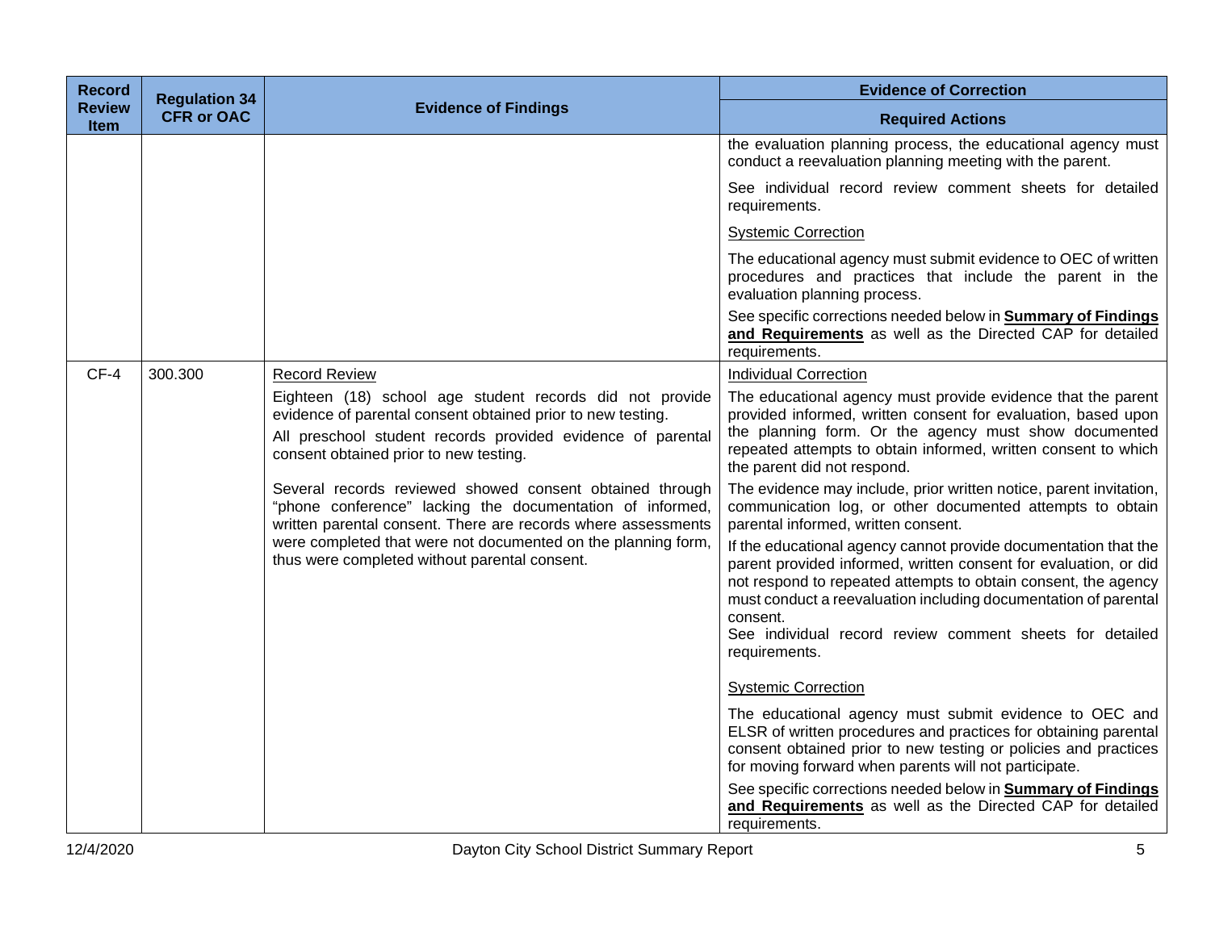| Record Review Item | Regulation 34 CFR or OAC | Evidence of Findings | Evidence of Correction<br>Required Actions |
|---|---|---|---|
| | | | the evaluation planning process, the educational agency must conduct a reevaluation planning meeting with the parent.<br><br>See individual record review comment sheets for detailed requirements.<br><br>Systemic Correction<br><br>The educational agency must submit evidence to OEC of written procedures and practices that include the parent in the evaluation planning process.<br><br>See specific corrections needed below in **Summary of Findings and Requirements** as well as the Directed CAP for detailed requirements. |
| CF-4 | 300.300 | Record Review<br><br>Eighteen (18) school age student records did not provide evidence of parental consent obtained prior to new testing.<br><br>All preschool student records provided evidence of parental consent obtained prior to new testing.<br><br>Several records reviewed showed consent obtained through "phone conference" lacking the documentation of informed, written parental consent. There are records where assessments were completed that were not documented on the planning form, thus were completed without parental consent. | Individual Correction<br><br>The educational agency must provide evidence that the parent provided informed, written consent for evaluation, based upon the planning form. Or the agency must show documented repeated attempts to obtain informed, written consent to which the parent did not respond.<br><br>The evidence may include, prior written notice, parent invitation, communication log, or other documented attempts to obtain parental informed, written consent.<br><br>If the educational agency cannot provide documentation that the parent provided informed, written consent for evaluation, or did not respond to repeated attempts to obtain consent, the agency must conduct a reevaluation including documentation of parental consent.<br>See individual record review comment sheets for detailed requirements.<br><br>Systemic Correction<br><br>The educational agency must submit evidence to OEC and ELSR of written procedures and practices for obtaining parental consent obtained prior to new testing or policies and practices for moving forward when parents will not participate.<br><br>See specific corrections needed below in **Summary of Findings and Requirements** as well as the Directed CAP for detailed requirements. |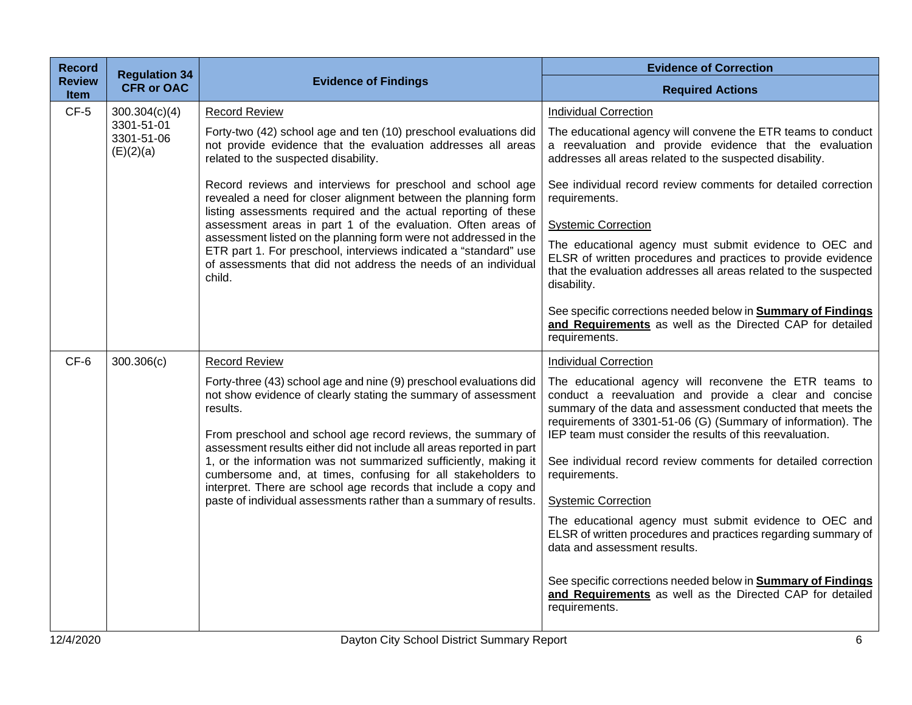| Record Review Item | Regulation 34 CFR or OAC | Evidence of Findings | Evidence of Correction<br>Required Actions |
|---|---|---|---|
| CF-5 | 300.304(c)(4)<br>3301-51-01<br>3301-51-06 (E)(2)(a) | <u>Record Review</u><br><br>Forty-two (42) school age and ten (10) preschool evaluations did not provide evidence that the evaluation addresses all areas related to the suspected disability.<br><br>Record reviews and interviews for preschool and school age revealed a need for closer alignment between the planning form listing assessments required and the actual reporting of these assessment areas in part 1 of the evaluation. Often areas of assessment listed on the planning form were not addressed in the ETR part 1. For preschool, interviews indicated a "standard" use of assessments that did not address the needs of an individual child. | <u>Individual Correction</u><br><br>The educational agency will convene the ETR teams to conduct a reevaluation and provide evidence that the evaluation addresses all areas related to the suspected disability.<br><br>See individual record review comments for detailed correction requirements.<br><br><u>Systemic Correction</u><br><br>The educational agency must submit evidence to OEC and ELSR of written procedures and practices to provide evidence that the evaluation addresses all areas related to the suspected disability.<br><br>See specific corrections needed below in **<u>Summary of Findings and Requirements</u>** as well as the Directed CAP for detailed requirements. |
| CF-6 | 300.306(c) | <u>Record Review</u><br><br>Forty-three (43) school age and nine (9) preschool evaluations did not show evidence of clearly stating the summary of assessment results.<br><br>From preschool and school age record reviews, the summary of assessment results either did not include all areas reported in part 1, or the information was not summarized sufficiently, making it cumbersome and, at times, confusing for all stakeholders to interpret. There are school age records that include a copy and paste of individual assessments rather than a summary of results. | <u>Individual Correction</u><br><br>The educational agency will reconvene the ETR teams to conduct a reevaluation and provide a clear and concise summary of the data and assessment conducted that meets the requirements of 3301-51-06 (G) (Summary of information). The IEP team must consider the results of this reevaluation.<br><br>See individual record review comments for detailed correction requirements.<br><br><u>Systemic Correction</u><br><br>The educational agency must submit evidence to OEC and ELSR of written procedures and practices regarding summary of data and assessment results.<br><br>See specific corrections needed below in **<u>Summary of Findings and Requirements</u>** as well as the Directed CAP for detailed requirements. |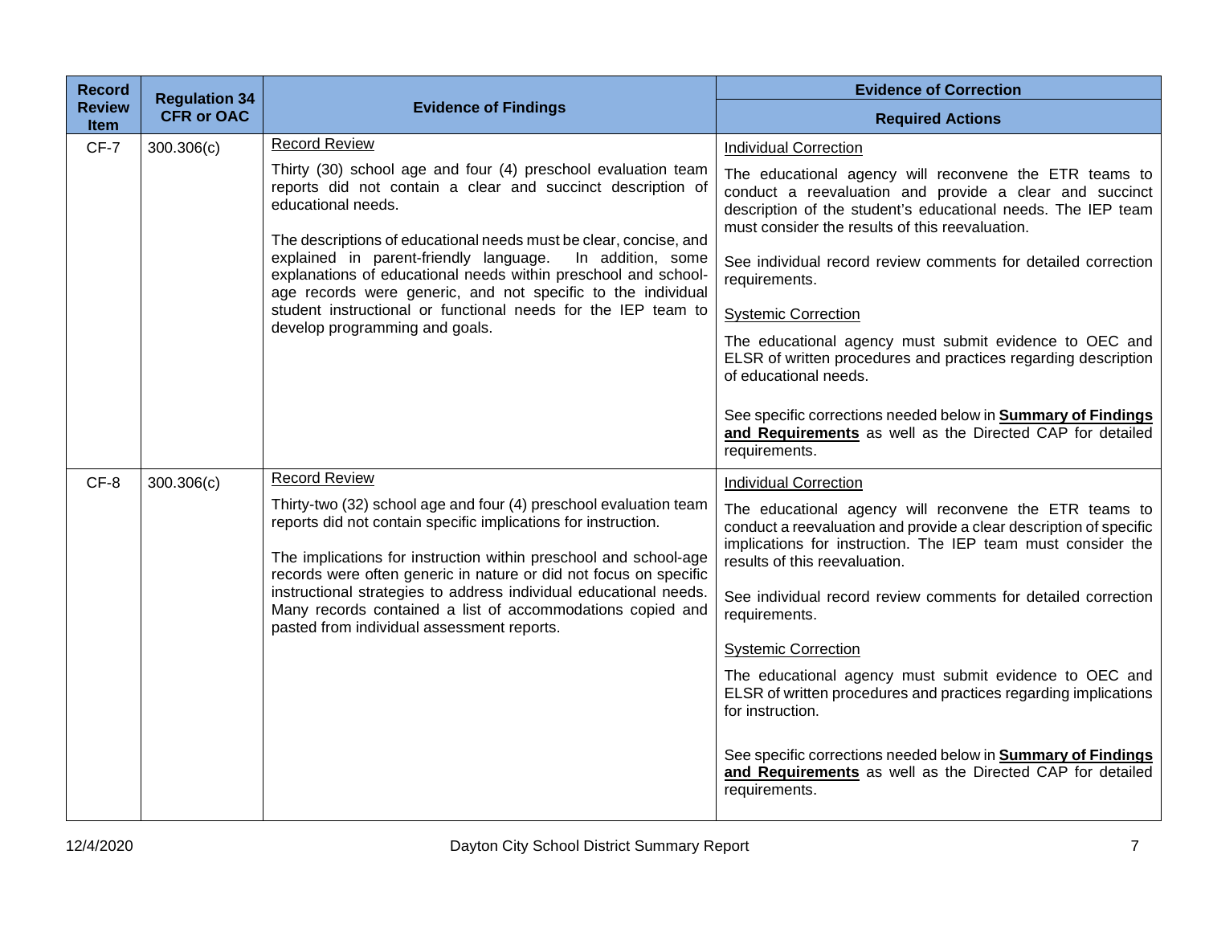| Record Review Item | Regulation 34 CFR or OAC | Evidence of Findings | Evidence of Correction<br>Required Actions |
|---|---|---|---|
| CF-7 | 300.306(c) | Record Review<br><br>Thirty (30) school age and four (4) preschool evaluation team reports did not contain a clear and succinct description of educational needs.<br><br>The descriptions of educational needs must be clear, concise, and explained in parent-friendly language. In addition, some explanations of educational needs within preschool and school-age records were generic, and not specific to the individual student instructional or functional needs for the IEP team to develop programming and goals. | Individual Correction<br><br>The educational agency will reconvene the ETR teams to conduct a reevaluation and provide a clear and succinct description of the student's educational needs. The IEP team must consider the results of this reevaluation.<br><br>See individual record review comments for detailed correction requirements.<br><br>Systemic Correction<br><br>The educational agency must submit evidence to OEC and ELSR of written procedures and practices regarding description of educational needs.<br><br>See specific corrections needed below in **Summary of Findings and Requirements** as well as the Directed CAP for detailed requirements. |
| CF-8 | 300.306(c) | Record Review<br><br>Thirty-two (32) school age and four (4) preschool evaluation team reports did not contain specific implications for instruction.<br><br>The implications for instruction within preschool and school-age records were often generic in nature or did not focus on specific instructional strategies to address individual educational needs. Many records contained a list of accommodations copied and pasted from individual assessment reports. | Individual Correction<br><br>The educational agency will reconvene the ETR teams to conduct a reevaluation and provide a clear description of specific implications for instruction. The IEP team must consider the results of this reevaluation.<br><br>See individual record review comments for detailed correction requirements.<br><br>Systemic Correction<br><br>The educational agency must submit evidence to OEC and ELSR of written procedures and practices regarding implications for instruction.<br><br>See specific corrections needed below in **Summary of Findings and Requirements** as well as the Directed CAP for detailed requirements. |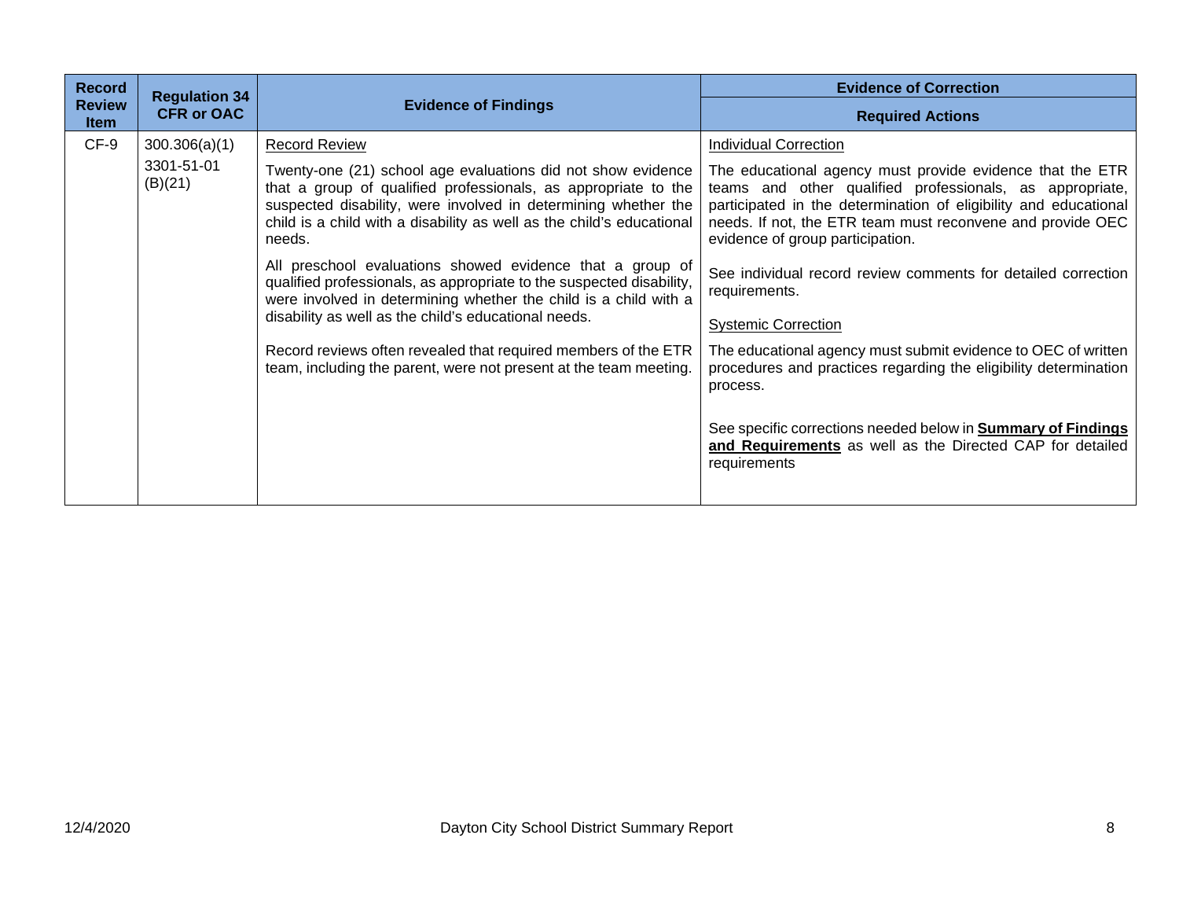| Record Review Item | Regulation 34 CFR or OAC | Evidence of Findings | Evidence of Correction<br>Required Actions |
|---|---|---|---|
| CF-9 | 300.306(a)(1)<br><br>3301-51-01 (B)(21) | Record Review<br><br>Twenty-one (21) school age evaluations did not show evidence that a group of qualified professionals, as appropriate to the suspected disability, were involved in determining whether the child is a child with a disability as well as the child's educational needs.<br><br>All preschool evaluations showed evidence that a group of qualified professionals, as appropriate to the suspected disability, were involved in determining whether the child is a child with a disability as well as the child's educational needs.<br><br>Record reviews often revealed that required members of the ETR team, including the parent, were not present at the team meeting. | Individual Correction<br><br>The educational agency must provide evidence that the ETR teams and other qualified professionals, as appropriate, participated in the determination of eligibility and educational needs. If not, the ETR team must reconvene and provide OEC evidence of group participation.<br><br>See individual record review comments for detailed correction requirements.<br><br>Systemic Correction<br><br>The educational agency must submit evidence to OEC of written procedures and practices regarding the eligibility determination process.<br><br>See specific corrections needed below in **Summary of Findings and Requirements** as well as the Directed CAP for detailed requirements |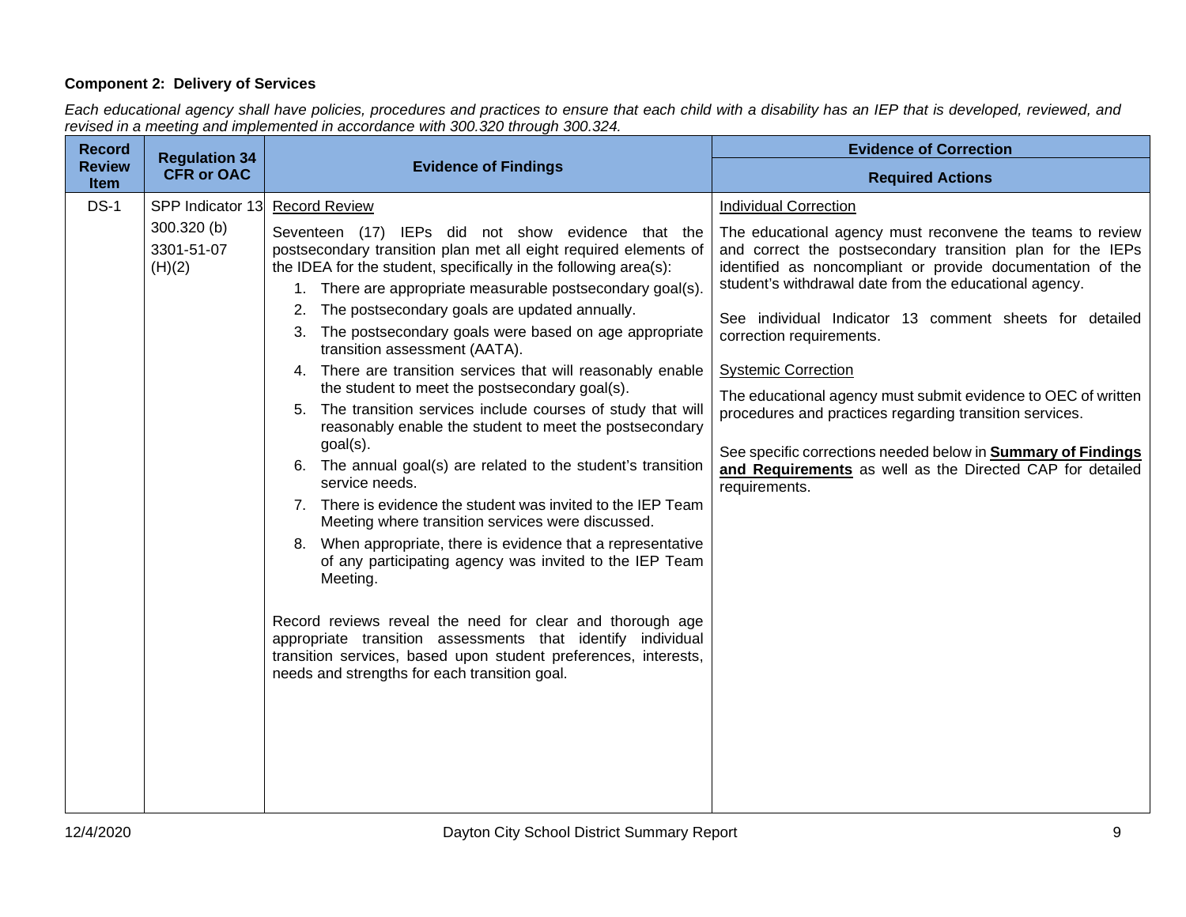**Component 2: Delivery of Services**

*Each educational agency shall have policies, procedures and practices to ensure that each child with a disability has an IEP that is developed, reviewed, and revised in a meeting and implemented in accordance with 300.320 through 300.324.*

| Record Review Item | Regulation 34 CFR or OAC | Evidence of Findings | Evidence of Correction<br>Required Actions |
|---|---|---|---|
| DS-1 | SPP Indicator 13<br>300.320 (b)<br>3301-51-07 (H)(2) | <u>Record Review</u><br><br>Seventeen (17) IEPs did not show evidence that the postsecondary transition plan met all eight required elements of the IDEA for the student, specifically in the following area(s):<br>1. There are appropriate measurable postsecondary goal(s).<br>2. The postsecondary goals are updated annually.<br>3. The postsecondary goals were based on age appropriate transition assessment (AATA).<br>4. There are transition services that will reasonably enable the student to meet the postsecondary goal(s).<br>5. The transition services include courses of study that will reasonably enable the student to meet the postsecondary goal(s).<br>6. The annual goal(s) are related to the student's transition service needs.<br>7. There is evidence the student was invited to the IEP Team Meeting where transition services were discussed.<br>8. When appropriate, there is evidence that a representative of any participating agency was invited to the IEP Team Meeting.<br><br>Record reviews reveal the need for clear and thorough age appropriate transition assessments that identify individual transition services, based upon student preferences, interests, needs and strengths for each transition goal. | <u>Individual Correction</u><br><br>The educational agency must reconvene the teams to review and correct the postsecondary transition plan for the IEPs identified as noncompliant or provide documentation of the student's withdrawal date from the educational agency.<br><br>See individual Indicator 13 comment sheets for detailed correction requirements.<br><br><u>Systemic Correction</u><br><br>The educational agency must submit evidence to OEC of written procedures and practices regarding transition services.<br><br>See specific corrections needed below in **<u>Summary of Findings and Requirements</u>** as well as the Directed CAP for detailed requirements. |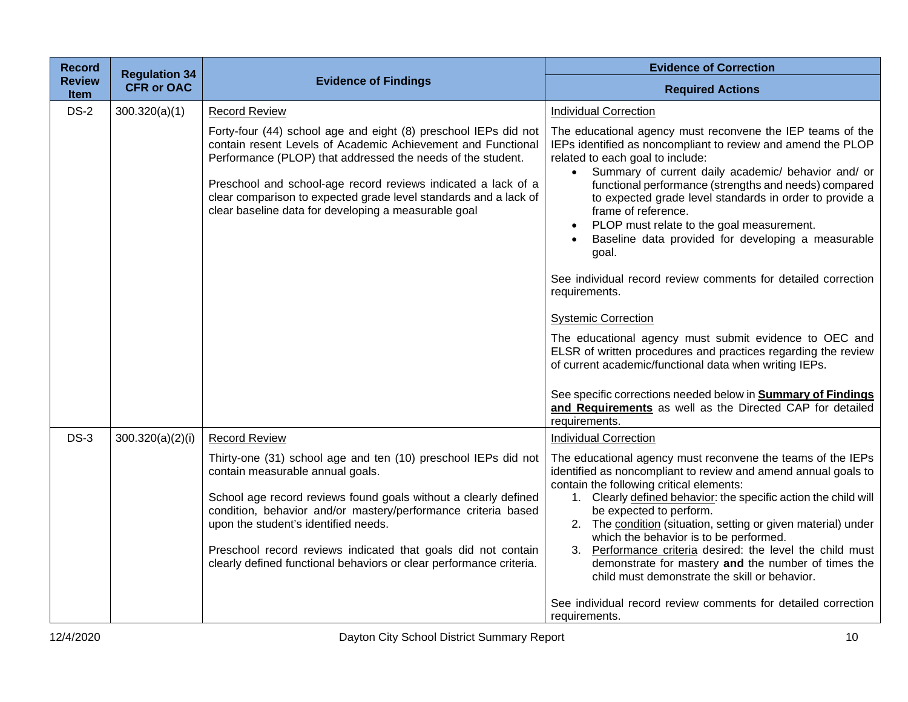| Record Review Item | Regulation 34 CFR or OAC | Evidence of Findings | Evidence of Correction<br>Required Actions |
|---|---|---|---|
| DS-2 | 300.320(a)(1) | Record Review<br><br>Forty-four (44) school age and eight (8) preschool IEPs did not contain resent Levels of Academic Achievement and Functional Performance (PLOP) that addressed the needs of the student.<br><br>Preschool and school-age record reviews indicated a lack of a clear comparison to expected grade level standards and a lack of clear baseline data for developing a measurable goal | Individual Correction<br><br>The educational agency must reconvene the IEP teams of the IEPs identified as noncompliant to review and amend the PLOP related to each goal to include:<br>• Summary of current daily academic/ behavior and/ or functional performance (strengths and needs) compared to expected grade level standards in order to provide a frame of reference.<br>• PLOP must relate to the goal measurement.<br>• Baseline data provided for developing a measurable goal.<br><br>See individual record review comments for detailed correction requirements.<br><br>Systemic Correction<br><br>The educational agency must submit evidence to OEC and ELSR of written procedures and practices regarding the review of current academic/functional data when writing IEPs.<br><br>See specific corrections needed below in **Summary of Findings and Requirements** as well as the Directed CAP for detailed requirements. |
| DS-3 | 300.320(a)(2)(i) | Record Review<br><br>Thirty-one (31) school age and ten (10) preschool IEPs did not contain measurable annual goals.<br><br>School age record reviews found goals without a clearly defined condition, behavior and/or mastery/performance criteria based upon the student's identified needs.<br><br>Preschool record reviews indicated that goals did not contain clearly defined functional behaviors or clear performance criteria. | Individual Correction<br><br>The educational agency must reconvene the teams of the IEPs identified as noncompliant to review and amend annual goals to contain the following critical elements:<br>1. Clearly defined behavior: the specific action the child will be expected to perform.<br>2. The condition (situation, setting or given material) under which the behavior is to be performed.<br>3. Performance criteria desired: the level the child must demonstrate for mastery **and** the number of times the child must demonstrate the skill or behavior.<br><br>See individual record review comments for detailed correction requirements. |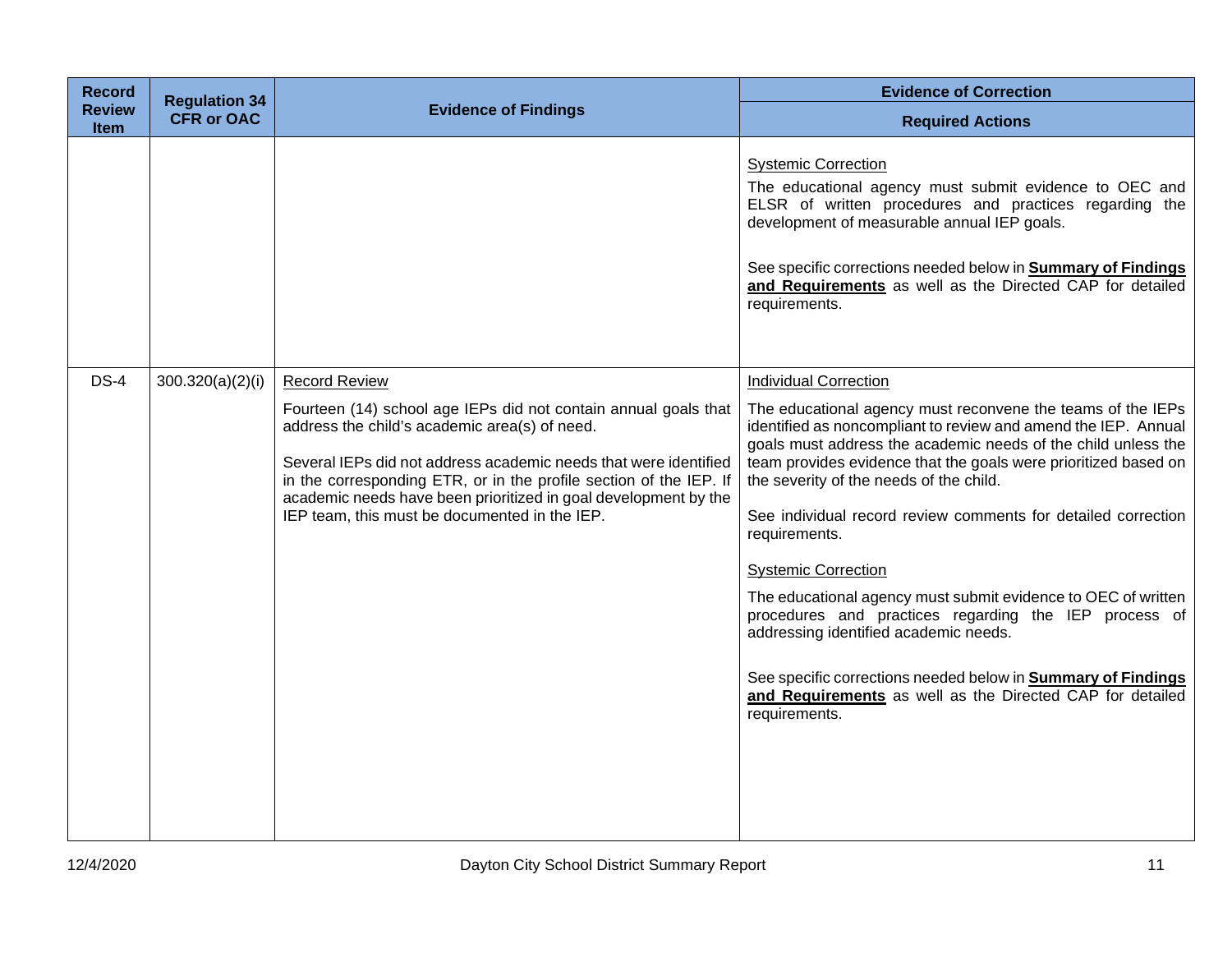| Record Review Item | Regulation 34 CFR or OAC | Evidence of Findings | Evidence of Correction<br>Required Actions |
|---|---|---|---|
| | | | <u>Systemic Correction</u><br>The educational agency must submit evidence to OEC and ELSR of written procedures and practices regarding the development of measurable annual IEP goals.<br><br>See specific corrections needed below in **<u>Summary of Findings and Requirements</u>** as well as the Directed CAP for detailed requirements. |
| DS-4 | 300.320(a)(2)(i) | <u>Record Review</u><br>Fourteen (14) school age IEPs did not contain annual goals that address the child's academic area(s) of need.<br><br>Several IEPs did not address academic needs that were identified in the corresponding ETR, or in the profile section of the IEP. If academic needs have been prioritized in goal development by the IEP team, this must be documented in the IEP. | <u>Individual Correction</u><br>The educational agency must reconvene the teams of the IEPs identified as noncompliant to review and amend the IEP. Annual goals must address the academic needs of the child unless the team provides evidence that the goals were prioritized based on the severity of the needs of the child.<br><br>See individual record review comments for detailed correction requirements.<br><br><u>Systemic Correction</u><br>The educational agency must submit evidence to OEC of written procedures and practices regarding the IEP process of addressing identified academic needs.<br><br>See specific corrections needed below in **<u>Summary of Findings and Requirements</u>** as well as the Directed CAP for detailed requirements. |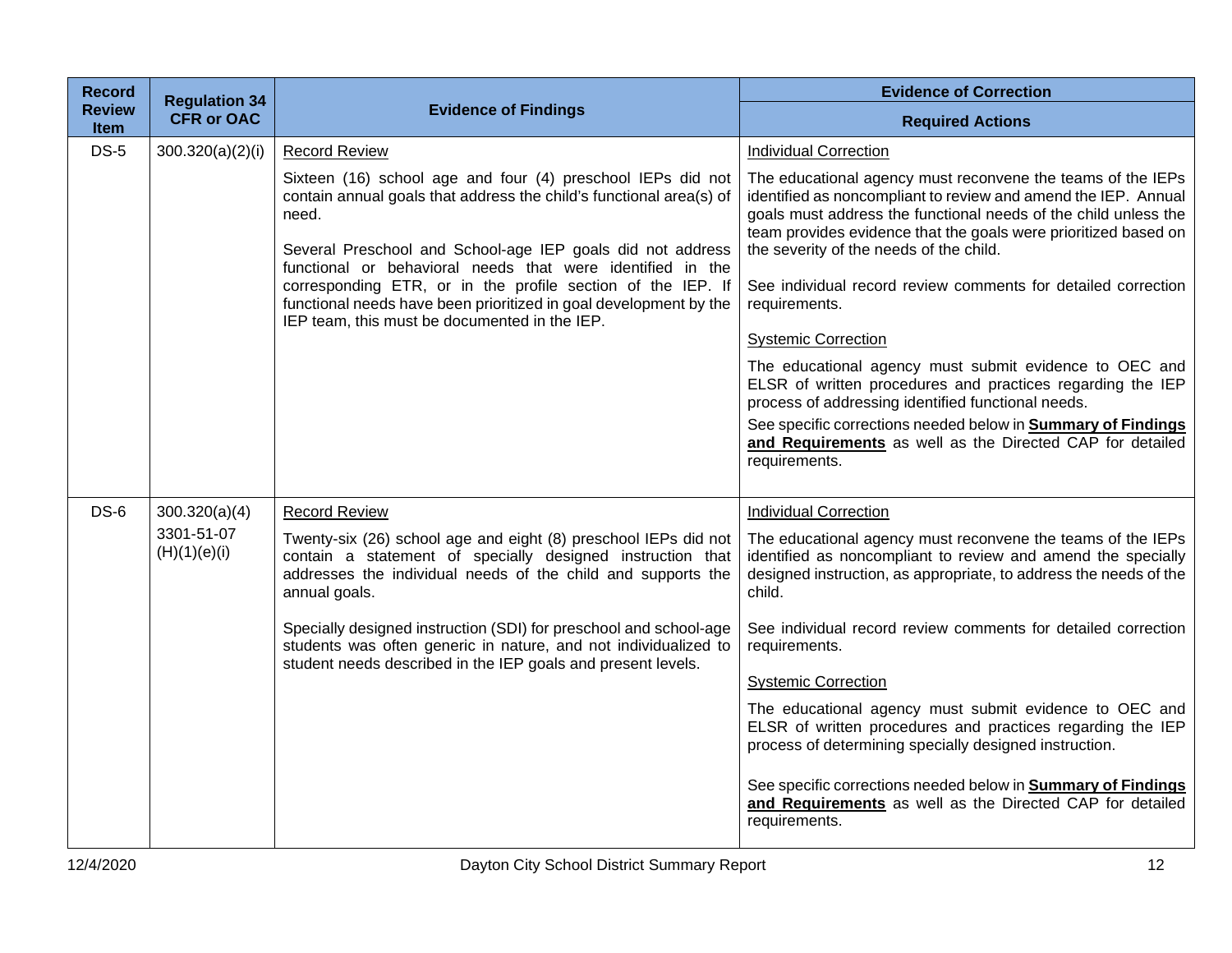| Record Review Item | Regulation 34 CFR or OAC | Evidence of Findings | Evidence of Correction<br>Required Actions |
|---|---|---|---|
| DS-5 | 300.320(a)(2)(i) | <u>Record Review</u><br><br>Sixteen (16) school age and four (4) preschool IEPs did not contain annual goals that address the child's functional area(s) of need.<br><br>Several Preschool and School-age IEP goals did not address functional or behavioral needs that were identified in the corresponding ETR, or in the profile section of the IEP. If functional needs have been prioritized in goal development by the IEP team, this must be documented in the IEP. | <u>Individual Correction</u><br><br>The educational agency must reconvene the teams of the IEPs identified as noncompliant to review and amend the IEP. Annual goals must address the functional needs of the child unless the team provides evidence that the goals were prioritized based on the severity of the needs of the child.<br><br>See individual record review comments for detailed correction requirements.<br><br><u>Systemic Correction</u><br><br>The educational agency must submit evidence to OEC and ELSR of written procedures and practices regarding the IEP process of addressing identified functional needs.<br><br>See specific corrections needed below in **<u>Summary of Findings and Requirements</u>** as well as the Directed CAP for detailed requirements. |
| DS-6 | 300.320(a)(4)<br><br>3301-51-07 (H)(1)(e)(i) | <u>Record Review</u><br><br>Twenty-six (26) school age and eight (8) preschool IEPs did not contain a statement of specially designed instruction that addresses the individual needs of the child and supports the annual goals.<br><br>Specially designed instruction (SDI) for preschool and school-age students was often generic in nature, and not individualized to student needs described in the IEP goals and present levels. | <u>Individual Correction</u><br><br>The educational agency must reconvene the teams of the IEPs identified as noncompliant to review and amend the specially designed instruction, as appropriate, to address the needs of the child.<br><br>See individual record review comments for detailed correction requirements.<br><br><u>Systemic Correction</u><br><br>The educational agency must submit evidence to OEC and ELSR of written procedures and practices regarding the IEP process of determining specially designed instruction.<br><br>See specific corrections needed below in **<u>Summary of Findings and Requirements</u>** as well as the Directed CAP for detailed requirements. |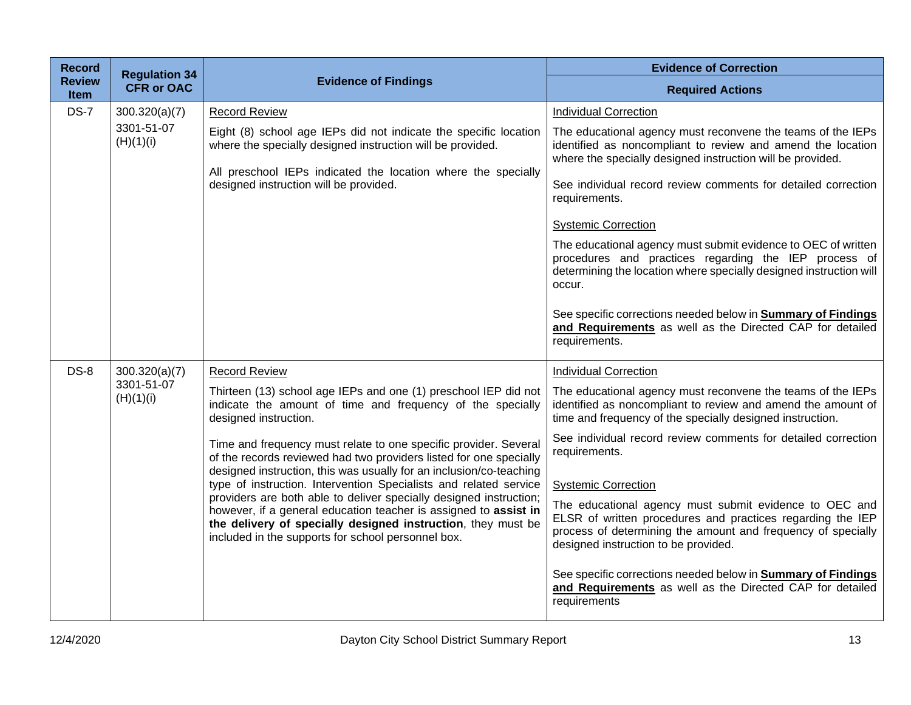| Record Review Item | Regulation 34 CFR or OAC | Evidence of Findings | Evidence of Correction<br>Required Actions |
|---|---|---|---|
| DS-7 | 300.320(a)(7)<br>3301-51-07 (H)(1)(i) | <u>Record Review</u><br><br>Eight (8) school age IEPs did not indicate the specific location where the specially designed instruction will be provided.<br><br>All preschool IEPs indicated the location where the specially designed instruction will be provided. | <u>Individual Correction</u><br><br>The educational agency must reconvene the teams of the IEPs identified as noncompliant to review and amend the location where the specially designed instruction will be provided.<br><br>See individual record review comments for detailed correction requirements.<br><br><u>Systemic Correction</u><br><br>The educational agency must submit evidence to OEC of written procedures and practices regarding the IEP process of determining the location where specially designed instruction will occur.<br><br>See specific corrections needed below in <u>**Summary of Findings and Requirements**</u> as well as the Directed CAP for detailed requirements. |
| DS-8 | 300.320(a)(7)<br>3301-51-07 (H)(1)(i) | <u>Record Review</u><br><br>Thirteen (13) school age IEPs and one (1) preschool IEP did not indicate the amount of time and frequency of the specially designed instruction.<br><br>Time and frequency must relate to one specific provider. Several of the records reviewed had two providers listed for one specially designed instruction, this was usually for an inclusion/co-teaching type of instruction. Intervention Specialists and related service providers are both able to deliver specially designed instruction; however, if a general education teacher is assigned to **assist in the delivery of specially designed instruction**, they must be included in the supports for school personnel box. | <u>Individual Correction</u><br><br>The educational agency must reconvene the teams of the IEPs identified as noncompliant to review and amend the amount of time and frequency of the specially designed instruction.<br><br>See individual record review comments for detailed correction requirements.<br><br><u>Systemic Correction</u><br><br>The educational agency must submit evidence to OEC and ELSR of written procedures and practices regarding the IEP process of determining the amount and frequency of specially designed instruction to be provided.<br><br>See specific corrections needed below in <u>**Summary of Findings and Requirements**</u> as well as the Directed CAP for detailed requirements |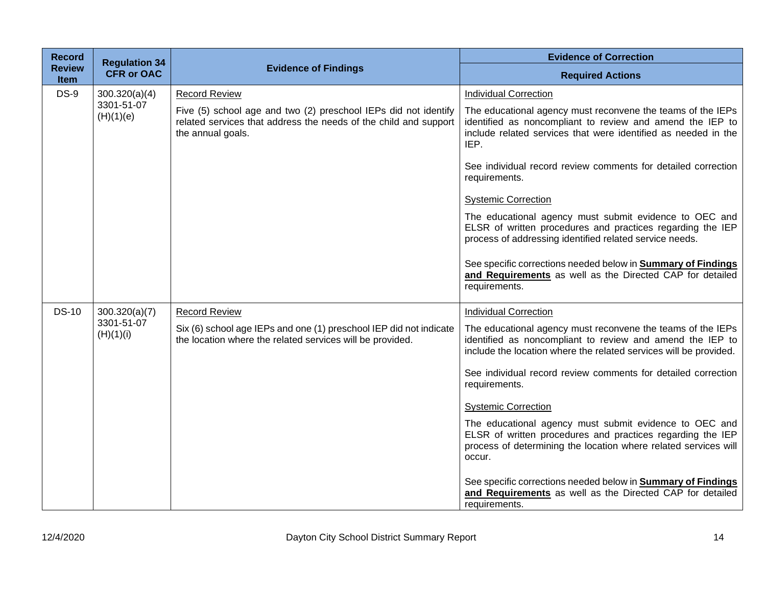| Record Review Item | Regulation 34 CFR or OAC | Evidence of Findings | Evidence of Correction<br>Required Actions |
|---|---|---|---|
| DS-9 | 300.320(a)(4)<br>3301-51-07 (H)(1)(e) | Record Review<br><br>Five (5) school age and two (2) preschool IEPs did not identify related services that address the needs of the child and support the annual goals. | Individual Correction<br><br>The educational agency must reconvene the teams of the IEPs identified as noncompliant to review and amend the IEP to include related services that were identified as needed in the IEP.<br><br>See individual record review comments for detailed correction requirements.<br><br>Systemic Correction<br><br>The educational agency must submit evidence to OEC and ELSR of written procedures and practices regarding the IEP process of addressing identified related service needs.<br><br>See specific corrections needed below in **Summary of Findings and Requirements** as well as the Directed CAP for detailed requirements. |
| DS-10 | 300.320(a)(7)<br>3301-51-07 (H)(1)(i) | Record Review<br><br>Six (6) school age IEPs and one (1) preschool IEP did not indicate the location where the related services will be provided. | Individual Correction<br><br>The educational agency must reconvene the teams of the IEPs identified as noncompliant to review and amend the IEP to include the location where the related services will be provided.<br><br>See individual record review comments for detailed correction requirements.<br><br>Systemic Correction<br><br>The educational agency must submit evidence to OEC and ELSR of written procedures and practices regarding the IEP process of determining the location where related services will occur.<br><br>See specific corrections needed below in **Summary of Findings and Requirements** as well as the Directed CAP for detailed requirements. |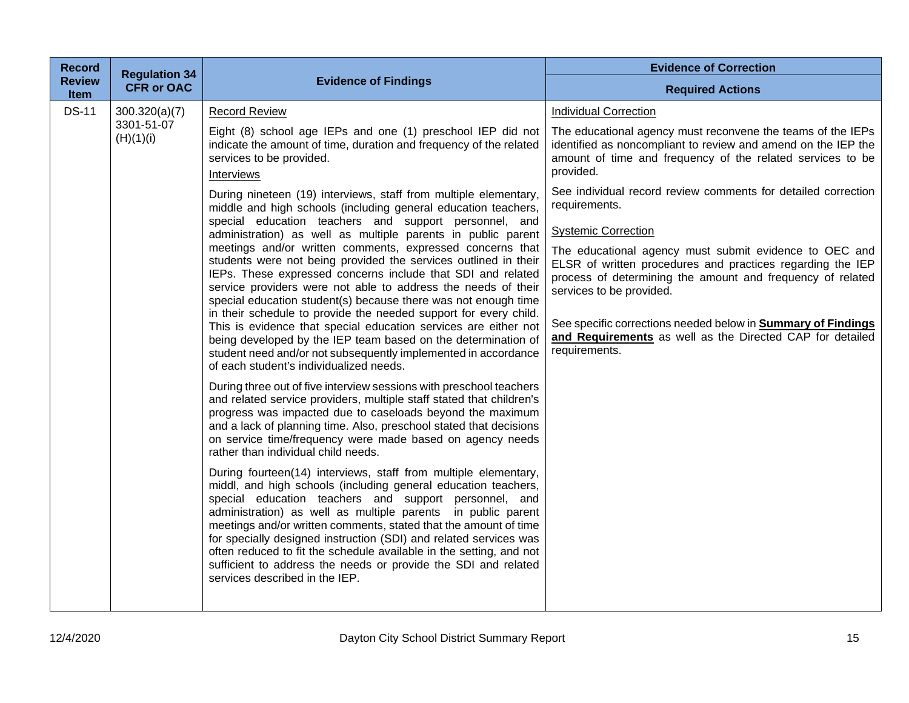| Record Review Item | Regulation 34 CFR or OAC | Evidence of Findings | Evidence of Correction<br>Required Actions |
|---|---|---|---|
| DS-11 | 300.320(a)(7)<br>3301-51-07 (H)(1)(i) | <u>Record Review</u><br>Eight (8) school age IEPs and one (1) preschool IEP did not indicate the amount of time, duration and frequency of the related services to be provided.<br><u>Interviews</u><br>During nineteen (19) interviews, staff from multiple elementary, middle and high schools (including general education teachers, special education teachers and support personnel, and administration) as well as multiple parents in public parent meetings and/or written comments, expressed concerns that students were not being provided the services outlined in their IEPs. These expressed concerns include that SDI and related service providers were not able to address the needs of their special education student(s) because there was not enough time in their schedule to provide the needed support for every child. This is evidence that special education services are either not being developed by the IEP team based on the determination of student need and/or not subsequently implemented in accordance of each student's individualized needs.<br>During three out of five interview sessions with preschool teachers and related service providers, multiple staff stated that children's progress was impacted due to caseloads beyond the maximum and a lack of planning time. Also, preschool stated that decisions on service time/frequency were made based on agency needs rather than individual child needs.<br>During fourteen(14) interviews, staff from multiple elementary, middl, and high schools (including general education teachers, special education teachers and support personnel, and administration) as well as multiple parents in public parent meetings and/or written comments, stated that the amount of time for specially designed instruction (SDI) and related services was often reduced to fit the schedule available in the setting, and not sufficient to address the needs or provide the SDI and related services described in the IEP. | <u>Individual Correction</u><br>The educational agency must reconvene the teams of the IEPs identified as noncompliant to review and amend on the IEP the amount of time and frequency of the related services to be provided.<br>See individual record review comments for detailed correction requirements.<br><u>Systemic Correction</u><br>The educational agency must submit evidence to OEC and ELSR of written procedures and practices regarding the IEP process of determining the amount and frequency of related services to be provided.<br>See specific corrections needed below in **<u>Summary of Findings and Requirements</u>** as well as the Directed CAP for detailed requirements. |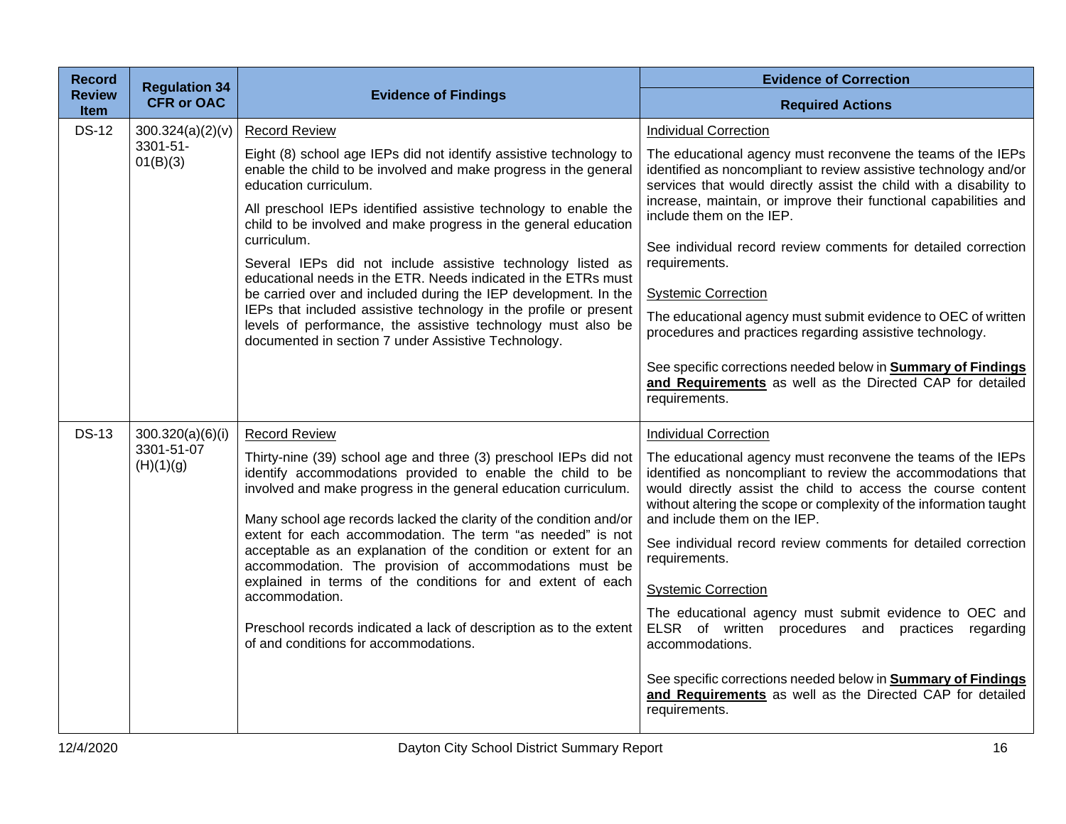| Record Review Item | Regulation 34 CFR or OAC | Evidence of Findings | Evidence of Correction |
|---|---|---|---|
| | | | **Required Actions** |
| DS-12 | 300.324(a)(2)(v) 3301-51-01(B)(3) | <u>Record Review</u><br><br>Eight (8) school age IEPs did not identify assistive technology to enable the child to be involved and make progress in the general education curriculum.<br><br>All preschool IEPs identified assistive technology to enable the child to be involved and make progress in the general education curriculum.<br><br>Several IEPs did not include assistive technology listed as educational needs in the ETR. Needs indicated in the ETRs must be carried over and included during the IEP development. In the IEPs that included assistive technology in the profile or present levels of performance, the assistive technology must also be documented in section 7 under Assistive Technology. | <u>Individual Correction</u><br><br>The educational agency must reconvene the teams of the IEPs identified as noncompliant to review assistive technology and/or services that would directly assist the child with a disability to increase, maintain, or improve their functional capabilities and include them on the IEP.<br><br>See individual record review comments for detailed correction requirements.<br><br><u>Systemic Correction</u><br><br>The educational agency must submit evidence to OEC of written procedures and practices regarding assistive technology.<br><br>See specific corrections needed below in <u>**Summary of Findings and Requirements**</u> as well as the Directed CAP for detailed requirements. |
| DS-13 | 300.320(a)(6)(i) 3301-51-07 (H)(1)(g) | <u>Record Review</u><br><br>Thirty-nine (39) school age and three (3) preschool IEPs did not identify accommodations provided to enable the child to be involved and make progress in the general education curriculum.<br><br>Many school age records lacked the clarity of the condition and/or extent for each accommodation. The term "as needed" is not acceptable as an explanation of the condition or extent for an accommodation. The provision of accommodations must be explained in terms of the conditions for and extent of each accommodation.<br><br>Preschool records indicated a lack of description as to the extent of and conditions for accommodations. | <u>Individual Correction</u><br><br>The educational agency must reconvene the teams of the IEPs identified as noncompliant to review the accommodations that would directly assist the child to access the course content without altering the scope or complexity of the information taught and include them on the IEP.<br><br>See individual record review comments for detailed correction requirements.<br><br><u>Systemic Correction</u><br><br>The educational agency must submit evidence to OEC and ELSR of written procedures and practices regarding accommodations.<br><br>See specific corrections needed below in <u>**Summary of Findings and Requirements**</u> as well as the Directed CAP for detailed requirements. |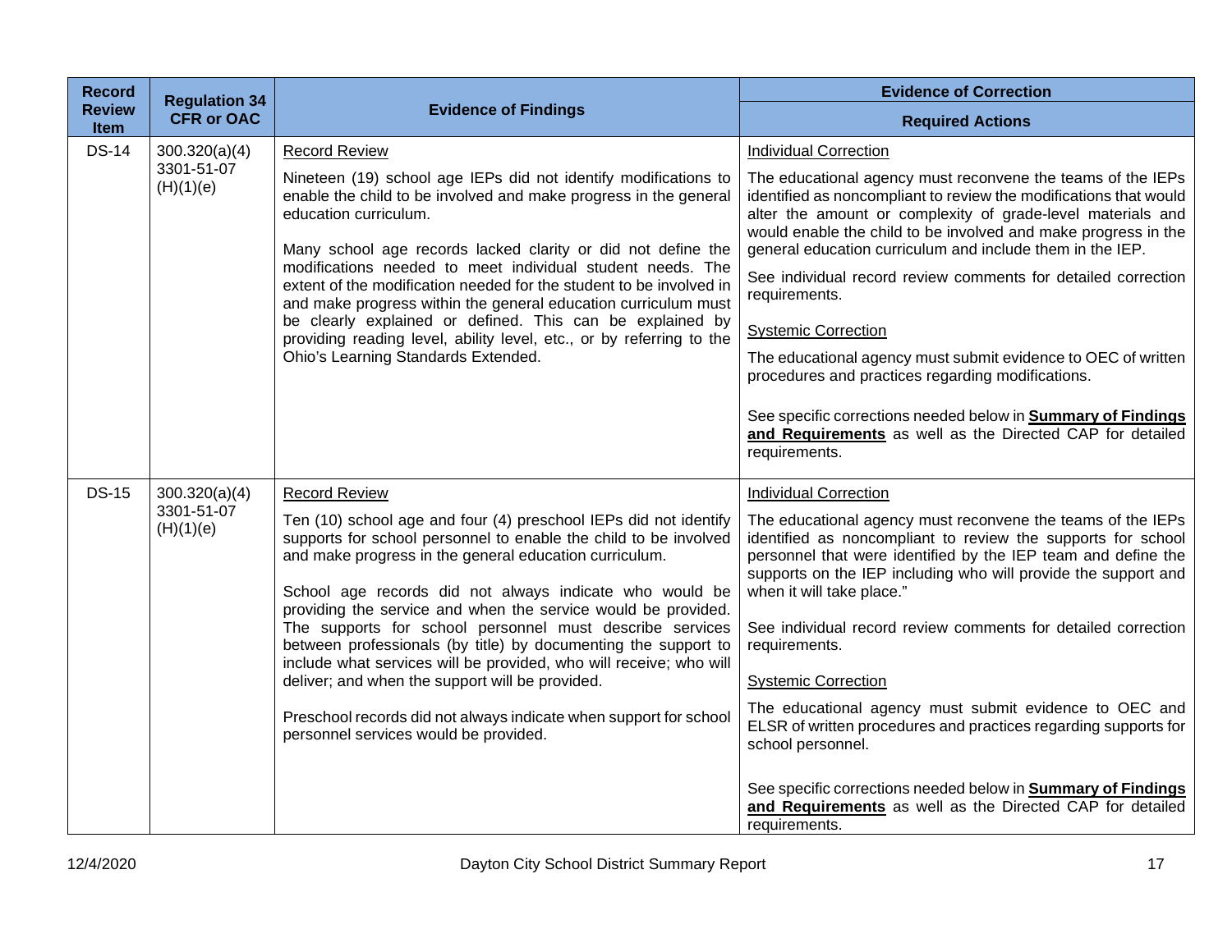| Record Review Item | Regulation 34 CFR or OAC | Evidence of Findings | Evidence of Correction<br>Required Actions |
|---|---|---|---|
| DS-14 | 300.320(a)(4)<br>3301-51-07 (H)(1)(e) | Record Review<br><br>Nineteen (19) school age IEPs did not identify modifications to enable the child to be involved and make progress in the general education curriculum.<br><br>Many school age records lacked clarity or did not define the modifications needed to meet individual student needs. The extent of the modification needed for the student to be involved in and make progress within the general education curriculum must be clearly explained or defined. This can be explained by providing reading level, ability level, etc., or by referring to the Ohio's Learning Standards Extended. | Individual Correction<br><br>The educational agency must reconvene the teams of the IEPs identified as noncompliant to review the modifications that would alter the amount or complexity of grade-level materials and would enable the child to be involved and make progress in the general education curriculum and include them in the IEP.<br><br>See individual record review comments for detailed correction requirements.<br><br>Systemic Correction<br><br>The educational agency must submit evidence to OEC of written procedures and practices regarding modifications.<br><br>See specific corrections needed below in **Summary of Findings and Requirements** as well as the Directed CAP for detailed requirements. |
| DS-15 | 300.320(a)(4)<br>3301-51-07 (H)(1)(e) | Record Review<br><br>Ten (10) school age and four (4) preschool IEPs did not identify supports for school personnel to enable the child to be involved and make progress in the general education curriculum.<br><br>School age records did not always indicate who would be providing the service and when the service would be provided. The supports for school personnel must describe services between professionals (by title) by documenting the support to include what services will be provided, who will receive; who will deliver; and when the support will be provided.<br><br>Preschool records did not always indicate when support for school personnel services would be provided. | Individual Correction<br><br>The educational agency must reconvene the teams of the IEPs identified as noncompliant to review the supports for school personnel that were identified by the IEP team and define the supports on the IEP including who will provide the support and when it will take place."<br><br>See individual record review comments for detailed correction requirements.<br><br>Systemic Correction<br><br>The educational agency must submit evidence to OEC and ELSR of written procedures and practices regarding supports for school personnel.<br><br>See specific corrections needed below in **Summary of Findings and Requirements** as well as the Directed CAP for detailed requirements. |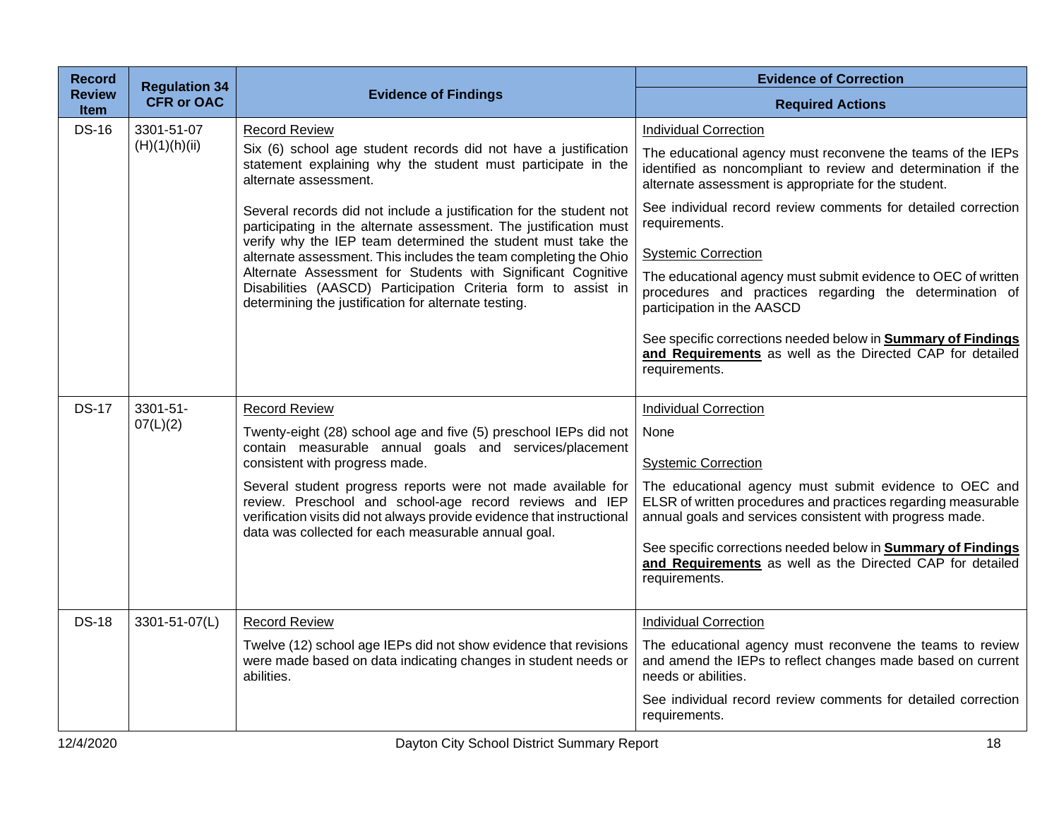| Record Review Item | Regulation 34 CFR or OAC | Evidence of Findings | Evidence of Correction<br>Required Actions |
|---|---|---|---|
| DS-16 | 3301-51-07 (H)(1)(h)(ii) | <u>Record Review</u><br><br>Six (6) school age student records did not have a justification statement explaining why the student must participate in the alternate assessment.<br><br>Several records did not include a justification for the student not participating in the alternate assessment. The justification must verify why the IEP team determined the student must take the alternate assessment. This includes the team completing the Ohio Alternate Assessment for Students with Significant Cognitive Disabilities (AASCD) Participation Criteria form to assist in determining the justification for alternate testing. | <u>Individual Correction</u><br><br>The educational agency must reconvene the teams of the IEPs identified as noncompliant to review and determination if the alternate assessment is appropriate for the student.<br><br>See individual record review comments for detailed correction requirements.<br><br><u>Systemic Correction</u><br><br>The educational agency must submit evidence to OEC of written procedures and practices regarding the determination of participation in the AASCD<br><br>See specific corrections needed below in **<u>Summary of Findings and Requirements</u>** as well as the Directed CAP for detailed requirements. |
| DS-17 | 3301-51-07(L)(2) | <u>Record Review</u><br><br>Twenty-eight (28) school age and five (5) preschool IEPs did not contain measurable annual goals and services/placement consistent with progress made.<br><br>Several student progress reports were not made available for review. Preschool and school-age record reviews and IEP verification visits did not always provide evidence that instructional data was collected for each measurable annual goal. | <u>Individual Correction</u><br><br>None<br><br><u>Systemic Correction</u><br><br>The educational agency must submit evidence to OEC and ELSR of written procedures and practices regarding measurable annual goals and services consistent with progress made.<br><br>See specific corrections needed below in **<u>Summary of Findings and Requirements</u>** as well as the Directed CAP for detailed requirements. |
| DS-18 | 3301-51-07(L) | <u>Record Review</u><br><br>Twelve (12) school age IEPs did not show evidence that revisions were made based on data indicating changes in student needs or abilities. | <u>Individual Correction</u><br><br>The educational agency must reconvene the teams to review and amend the IEPs to reflect changes made based on current needs or abilities.<br><br>See individual record review comments for detailed correction requirements. |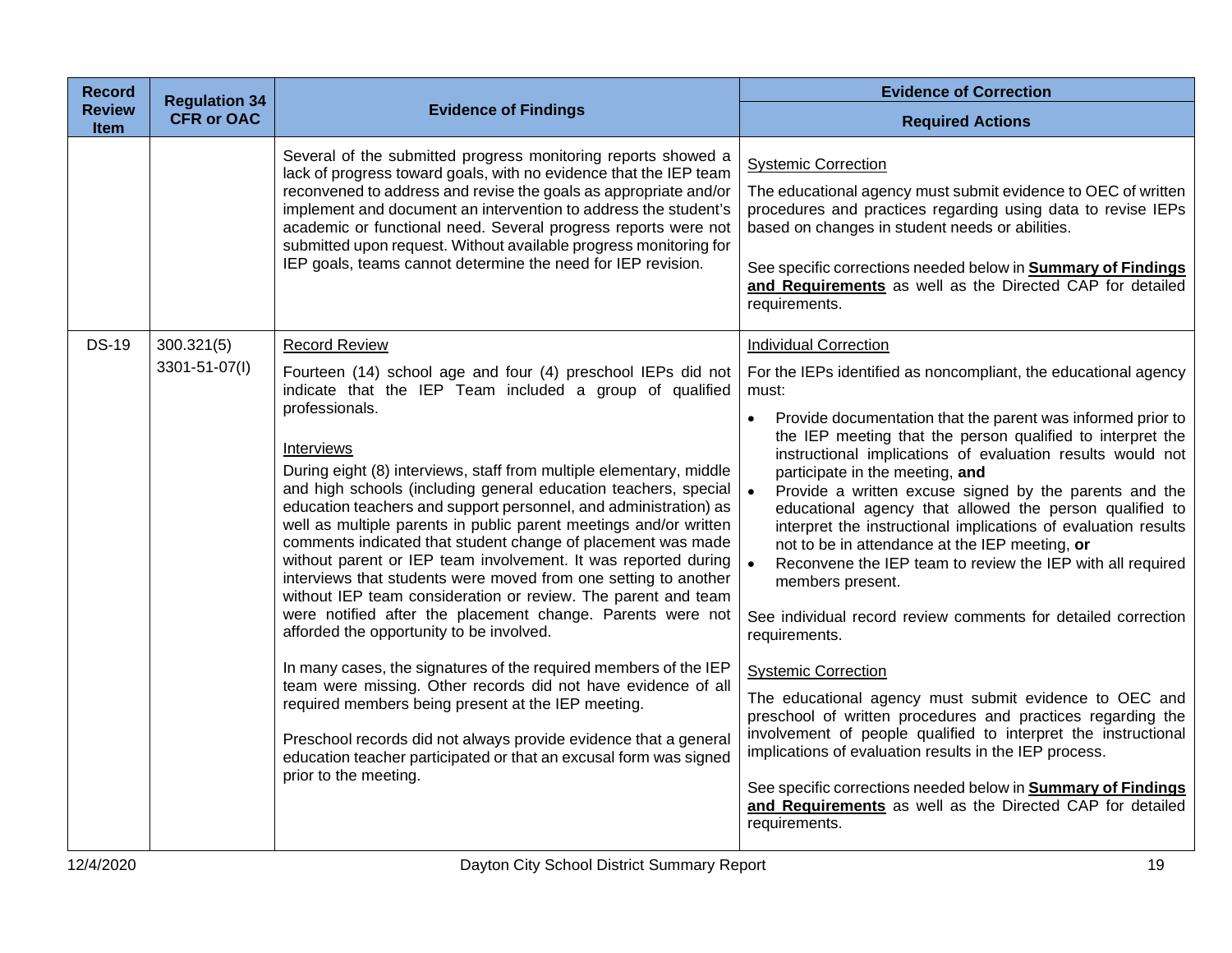| Record Review Item | Regulation 34 CFR or OAC | Evidence of Findings | Evidence of Correction<br>Required Actions |
|---|---|---|---|
| | | Several of the submitted progress monitoring reports showed a lack of progress toward goals, with no evidence that the IEP team reconvened to address and revise the goals as appropriate and/or implement and document an intervention to address the student's academic or functional need. Several progress reports were not submitted upon request. Without available progress monitoring for IEP goals, teams cannot determine the need for IEP revision. | Systemic Correction<br><br>The educational agency must submit evidence to OEC of written procedures and practices regarding using data to revise IEPs based on changes in student needs or abilities.<br><br>See specific corrections needed below in **Summary of Findings and Requirements** as well as the Directed CAP for detailed requirements. |
| DS-19 | 300.321(5)<br>3301-51-07(I) | Record Review<br><br>Fourteen (14) school age and four (4) preschool IEPs did not indicate that the IEP Team included a group of qualified professionals.<br><br>Interviews<br><br>During eight (8) interviews, staff from multiple elementary, middle and high schools (including general education teachers, special education teachers and support personnel, and administration) as well as multiple parents in public parent meetings and/or written comments indicated that student change of placement was made without parent or IEP team involvement. It was reported during interviews that students were moved from one setting to another without IEP team consideration or review. The parent and team were notified after the placement change. Parents were not afforded the opportunity to be involved.<br><br>In many cases, the signatures of the required members of the IEP team were missing. Other records did not have evidence of all required members being present at the IEP meeting.<br><br>Preschool records did not always provide evidence that a general education teacher participated or that an excusal form was signed prior to the meeting. | Individual Correction<br><br>For the IEPs identified as noncompliant, the educational agency must:<br><br>• Provide documentation that the parent was informed prior to the IEP meeting that the person qualified to interpret the instructional implications of evaluation results would not participate in the meeting, **and**<br>• Provide a written excuse signed by the parents and the educational agency that allowed the person qualified to interpret the instructional implications of evaluation results not to be in attendance at the IEP meeting, **or**<br>• Reconvene the IEP team to review the IEP with all required members present.<br><br>See individual record review comments for detailed correction requirements.<br><br>Systemic Correction<br><br>The educational agency must submit evidence to OEC and preschool of written procedures and practices regarding the involvement of people qualified to interpret the instructional implications of evaluation results in the IEP process.<br><br>See specific corrections needed below in **Summary of Findings and Requirements** as well as the Directed CAP for detailed requirements. |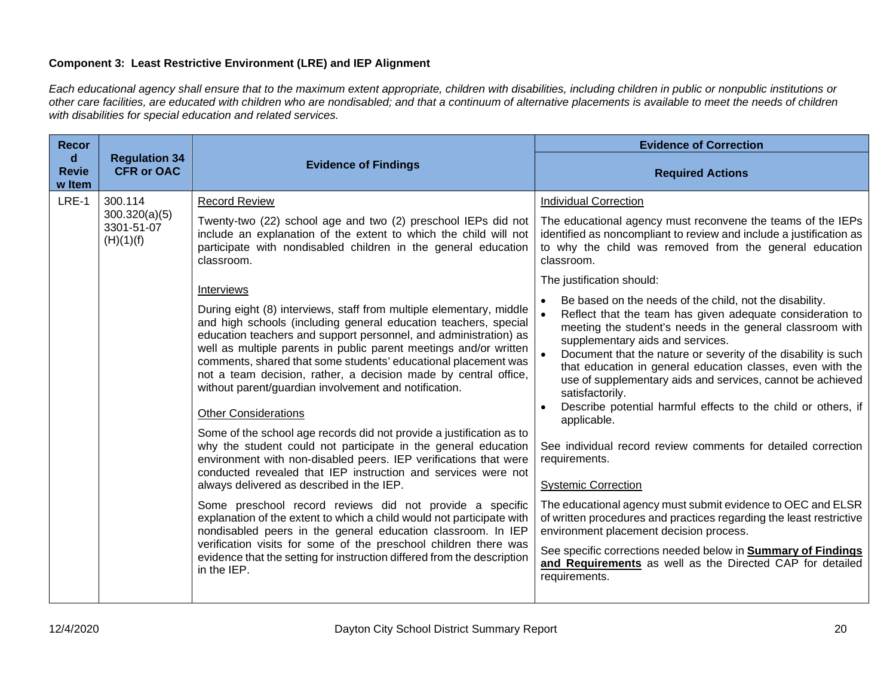**Component 3: Least Restrictive Environment (LRE) and IEP Alignment**

*Each educational agency shall ensure that to the maximum extent appropriate, children with disabilities, including children in public or nonpublic institutions or other care facilities, are educated with children who are nondisabled; and that a continuum of alternative placements is available to meet the needs of children with disabilities for special education and related services.*

| Record Review Item | Regulation 34 CFR or OAC | Evidence of Findings | Evidence of Correction<br>Required Actions |
|---|---|---|---|
| LRE-1 | 300.114<br>300.320(a)(5)<br>3301-51-07 (H)(1)(f) | <u>Record Review</u><br>Twenty-two (22) school age and two (2) preschool IEPs did not include an explanation of the extent to which the child will not participate with nondisabled children in the general education classroom.<br><br><u>Interviews</u><br>During eight (8) interviews, staff from multiple elementary, middle and high schools (including general education teachers, special education teachers and support personnel, and administration) as well as multiple parents in public parent meetings and/or written comments, shared that some students' educational placement was not a team decision, rather, a decision made by central office, without parent/guardian involvement and notification.<br><br><u>Other Considerations</u><br>Some of the school age records did not provide a justification as to why the student could not participate in the general education environment with non-disabled peers. IEP verifications that were conducted revealed that IEP instruction and services were not always delivered as described in the IEP.<br><br>Some preschool record reviews did not provide a specific explanation of the extent to which a child would not participate with nondisabled peers in the general education classroom. In IEP verification visits for some of the preschool children there was evidence that the setting for instruction differed from the description in the IEP. | <u>Individual Correction</u><br>The educational agency must reconvene the teams of the IEPs identified as noncompliant to review and include a justification as to why the child was removed from the general education classroom.<br><br>The justification should:<br>• Be based on the needs of the child, not the disability.<br>• Reflect that the team has given adequate consideration to meeting the student's needs in the general classroom with supplementary aids and services.<br>• Document that the nature or severity of the disability is such that education in general education classes, even with the use of supplementary aids and services, cannot be achieved satisfactorily.<br>• Describe potential harmful effects to the child or others, if applicable.<br><br>See individual record review comments for detailed correction requirements.<br><br><u>Systemic Correction</u><br>The educational agency must submit evidence to OEC and ELSR of written procedures and practices regarding the least restrictive environment placement decision process.<br><br>See specific corrections needed below in **<u>Summary of Findings and Requirements</u>** as well as the Directed CAP for detailed requirements. |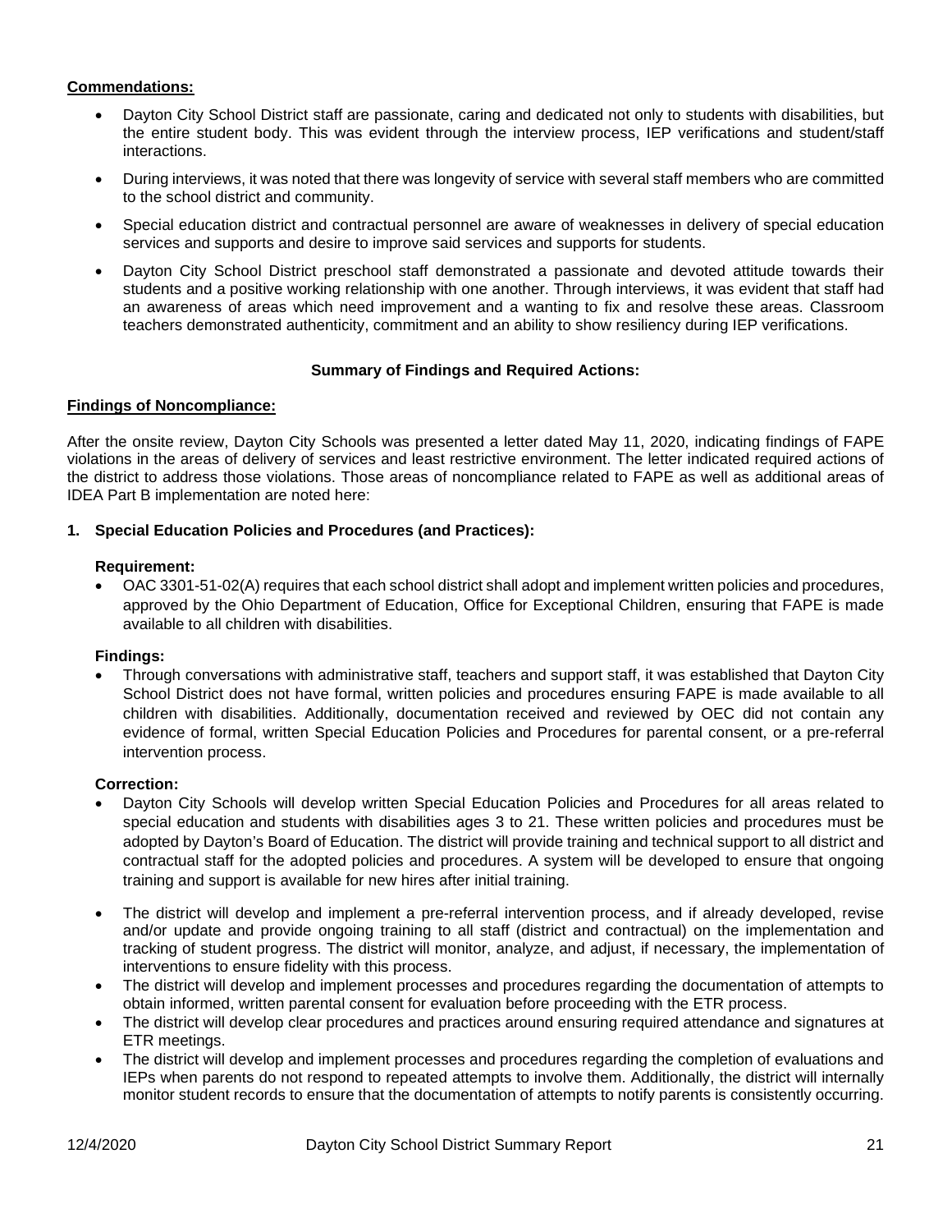**Commendations:**

- Dayton City School District staff are passionate, caring and dedicated not only to students with disabilities, but the entire student body. This was evident through the interview process, IEP verifications and student/staff interactions.
- During interviews, it was noted that there was longevity of service with several staff members who are committed to the school district and community.
- Special education district and contractual personnel are aware of weaknesses in delivery of special education services and supports and desire to improve said services and supports for students.
- Dayton City School District preschool staff demonstrated a passionate and devoted attitude towards their students and a positive working relationship with one another. Through interviews, it was evident that staff had an awareness of areas which need improvement and a wanting to fix and resolve these areas. Classroom teachers demonstrated authenticity, commitment and an ability to show resiliency during IEP verifications.

**Summary of Findings and Required Actions:**

**Findings of Noncompliance:**

After the onsite review, Dayton City Schools was presented a letter dated May 11, 2020, indicating findings of FAPE violations in the areas of delivery of services and least restrictive environment. The letter indicated required actions of the district to address those violations. Those areas of noncompliance related to FAPE as well as additional areas of IDEA Part B implementation are noted here:

**1. Special Education Policies and Procedures (and Practices):**

**Requirement:**

- OAC 3301-51-02(A) requires that each school district shall adopt and implement written policies and procedures, approved by the Ohio Department of Education, Office for Exceptional Children, ensuring that FAPE is made available to all children with disabilities.

**Findings:**

- Through conversations with administrative staff, teachers and support staff, it was established that Dayton City School District does not have formal, written policies and procedures ensuring FAPE is made available to all children with disabilities. Additionally, documentation received and reviewed by OEC did not contain any evidence of formal, written Special Education Policies and Procedures for parental consent, or a pre-referral intervention process.

**Correction:**

- Dayton City Schools will develop written Special Education Policies and Procedures for all areas related to special education and students with disabilities ages 3 to 21. These written policies and procedures must be adopted by Dayton's Board of Education. The district will provide training and technical support to all district and contractual staff for the adopted policies and procedures. A system will be developed to ensure that ongoing training and support is available for new hires after initial training.
- The district will develop and implement a pre-referral intervention process, and if already developed, revise and/or update and provide ongoing training to all staff (district and contractual) on the implementation and tracking of student progress. The district will monitor, analyze, and adjust, if necessary, the implementation of interventions to ensure fidelity with this process.
- The district will develop and implement processes and procedures regarding the documentation of attempts to obtain informed, written parental consent for evaluation before proceeding with the ETR process.
- The district will develop clear procedures and practices around ensuring required attendance and signatures at ETR meetings.
- The district will develop and implement processes and procedures regarding the completion of evaluations and IEPs when parents do not respond to repeated attempts to involve them. Additionally, the district will internally monitor student records to ensure that the documentation of attempts to notify parents is consistently occurring.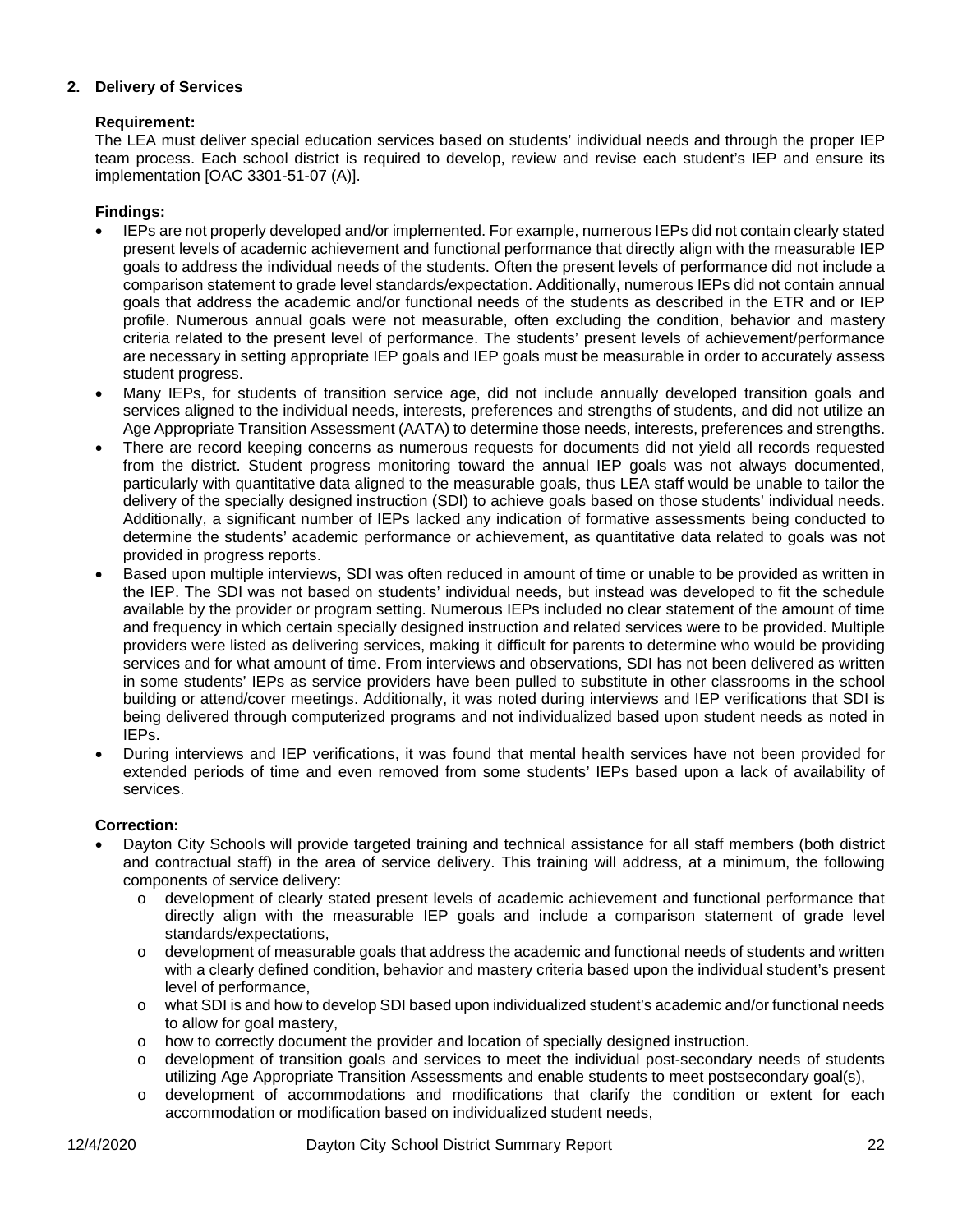## 2. Delivery of Services

**Requirement:**

The LEA must deliver special education services based on students' individual needs and through the proper IEP team process. Each school district is required to develop, review and revise each student's IEP and ensure its implementation [OAC 3301-51-07 (A)].

**Findings:**

- IEPs are not properly developed and/or implemented. For example, numerous IEPs did not contain clearly stated present levels of academic achievement and functional performance that directly align with the measurable IEP goals to address the individual needs of the students. Often the present levels of performance did not include a comparison statement to grade level standards/expectation. Additionally, numerous IEPs did not contain annual goals that address the academic and/or functional needs of the students as described in the ETR and or IEP profile. Numerous annual goals were not measurable, often excluding the condition, behavior and mastery criteria related to the present level of performance. The students' present levels of achievement/performance are necessary in setting appropriate IEP goals and IEP goals must be measurable in order to accurately assess student progress.
- Many IEPs, for students of transition service age, did not include annually developed transition goals and services aligned to the individual needs, interests, preferences and strengths of students, and did not utilize an Age Appropriate Transition Assessment (AATA) to determine those needs, interests, preferences and strengths.
- There are record keeping concerns as numerous requests for documents did not yield all records requested from the district. Student progress monitoring toward the annual IEP goals was not always documented, particularly with quantitative data aligned to the measurable goals, thus LEA staff would be unable to tailor the delivery of the specially designed instruction (SDI) to achieve goals based on those students' individual needs. Additionally, a significant number of IEPs lacked any indication of formative assessments being conducted to determine the students' academic performance or achievement, as quantitative data related to goals was not provided in progress reports.
- Based upon multiple interviews, SDI was often reduced in amount of time or unable to be provided as written in the IEP. The SDI was not based on students' individual needs, but instead was developed to fit the schedule available by the provider or program setting. Numerous IEPs included no clear statement of the amount of time and frequency in which certain specially designed instruction and related services were to be provided. Multiple providers were listed as delivering services, making it difficult for parents to determine who would be providing services and for what amount of time. From interviews and observations, SDI has not been delivered as written in some students' IEPs as service providers have been pulled to substitute in other classrooms in the school building or attend/cover meetings. Additionally, it was noted during interviews and IEP verifications that SDI is being delivered through computerized programs and not individualized based upon student needs as noted in IEPs.
- During interviews and IEP verifications, it was found that mental health services have not been provided for extended periods of time and even removed from some students' IEPs based upon a lack of availability of services.

**Correction:**

- Dayton City Schools will provide targeted training and technical assistance for all staff members (both district and contractual staff) in the area of service delivery. This training will address, at a minimum, the following components of service delivery:
  - development of clearly stated present levels of academic achievement and functional performance that directly align with the measurable IEP goals and include a comparison statement of grade level standards/expectations,
  - development of measurable goals that address the academic and functional needs of students and written with a clearly defined condition, behavior and mastery criteria based upon the individual student's present level of performance,
  - what SDI is and how to develop SDI based upon individualized student's academic and/or functional needs to allow for goal mastery,
  - how to correctly document the provider and location of specially designed instruction.
  - development of transition goals and services to meet the individual post-secondary needs of students utilizing Age Appropriate Transition Assessments and enable students to meet postsecondary goal(s),
  - development of accommodations and modifications that clarify the condition or extent for each accommodation or modification based on individualized student needs,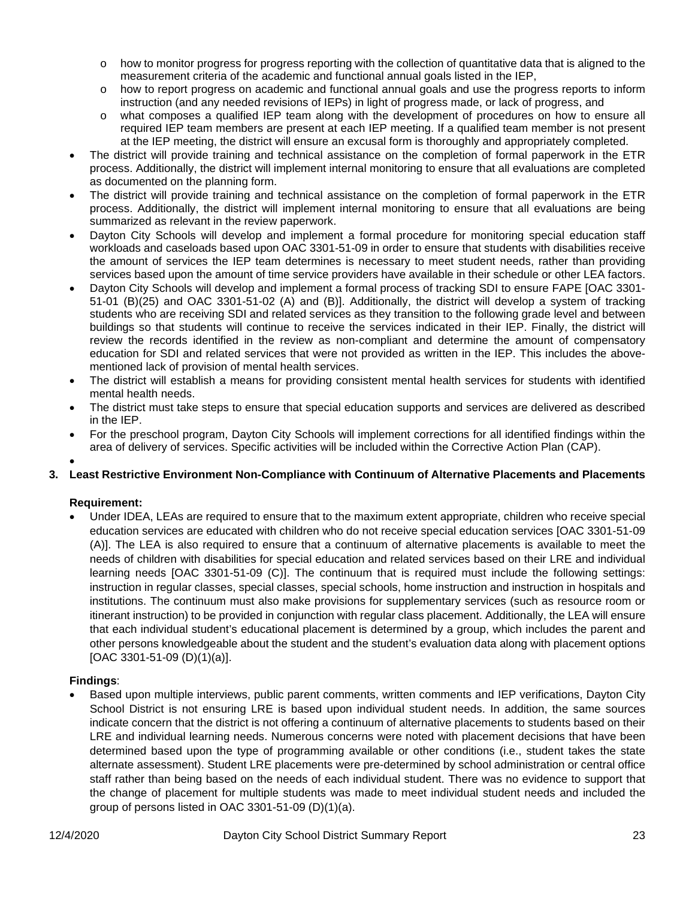- how to monitor progress for progress reporting with the collection of quantitative data that is aligned to the measurement criteria of the academic and functional annual goals listed in the IEP,
  - how to report progress on academic and functional annual goals and use the progress reports to inform instruction (and any needed revisions of IEPs) in light of progress made, or lack of progress, and
  - what composes a qualified IEP team along with the development of procedures on how to ensure all required IEP team members are present at each IEP meeting. If a qualified team member is not present at the IEP meeting, the district will ensure an excusal form is thoroughly and appropriately completed.
- The district will provide training and technical assistance on the completion of formal paperwork in the ETR process. Additionally, the district will implement internal monitoring to ensure that all evaluations are completed as documented on the planning form.
- The district will provide training and technical assistance on the completion of formal paperwork in the ETR process. Additionally, the district will implement internal monitoring to ensure that all evaluations are being summarized as relevant in the review paperwork.
- Dayton City Schools will develop and implement a formal procedure for monitoring special education staff workloads and caseloads based upon OAC 3301-51-09 in order to ensure that students with disabilities receive the amount of services the IEP team determines is necessary to meet student needs, rather than providing services based upon the amount of time service providers have available in their schedule or other LEA factors.
- Dayton City Schools will develop and implement a formal process of tracking SDI to ensure FAPE [OAC 3301-51-01 (B)(25) and OAC 3301-51-02 (A) and (B)]. Additionally, the district will develop a system of tracking students who are receiving SDI and related services as they transition to the following grade level and between buildings so that students will continue to receive the services indicated in their IEP. Finally, the district will review the records identified in the review as non-compliant and determine the amount of compensatory education for SDI and related services that were not provided as written in the IEP. This includes the above-mentioned lack of provision of mental health services.
- The district will establish a means for providing consistent mental health services for students with identified mental health needs.
- The district must take steps to ensure that special education supports and services are delivered as described in the IEP.
- For the preschool program, Dayton City Schools will implement corrections for all identified findings within the area of delivery of services. Specific activities will be included within the Corrective Action Plan (CAP).

**3. Least Restrictive Environment Non-Compliance with Continuum of Alternative Placements and Placements**

**Requirement:**

- Under IDEA, LEAs are required to ensure that to the maximum extent appropriate, children who receive special education services are educated with children who do not receive special education services [OAC 3301-51-09 (A)]. The LEA is also required to ensure that a continuum of alternative placements is available to meet the needs of children with disabilities for special education and related services based on their LRE and individual learning needs [OAC 3301-51-09 (C)]. The continuum that is required must include the following settings: instruction in regular classes, special classes, special schools, home instruction and instruction in hospitals and institutions. The continuum must also make provisions for supplementary services (such as resource room or itinerant instruction) to be provided in conjunction with regular class placement. Additionally, the LEA will ensure that each individual student's educational placement is determined by a group, which includes the parent and other persons knowledgeable about the student and the student's evaluation data along with placement options [OAC 3301-51-09 (D)(1)(a)].

**Findings**:

- Based upon multiple interviews, public parent comments, written comments and IEP verifications, Dayton City School District is not ensuring LRE is based upon individual student needs. In addition, the same sources indicate concern that the district is not offering a continuum of alternative placements to students based on their LRE and individual learning needs. Numerous concerns were noted with placement decisions that have been determined based upon the type of programming available or other conditions (i.e., student takes the state alternate assessment). Student LRE placements were pre-determined by school administration or central office staff rather than being based on the needs of each individual student. There was no evidence to support that the change of placement for multiple students was made to meet individual student needs and included the group of persons listed in OAC 3301-51-09 (D)(1)(a).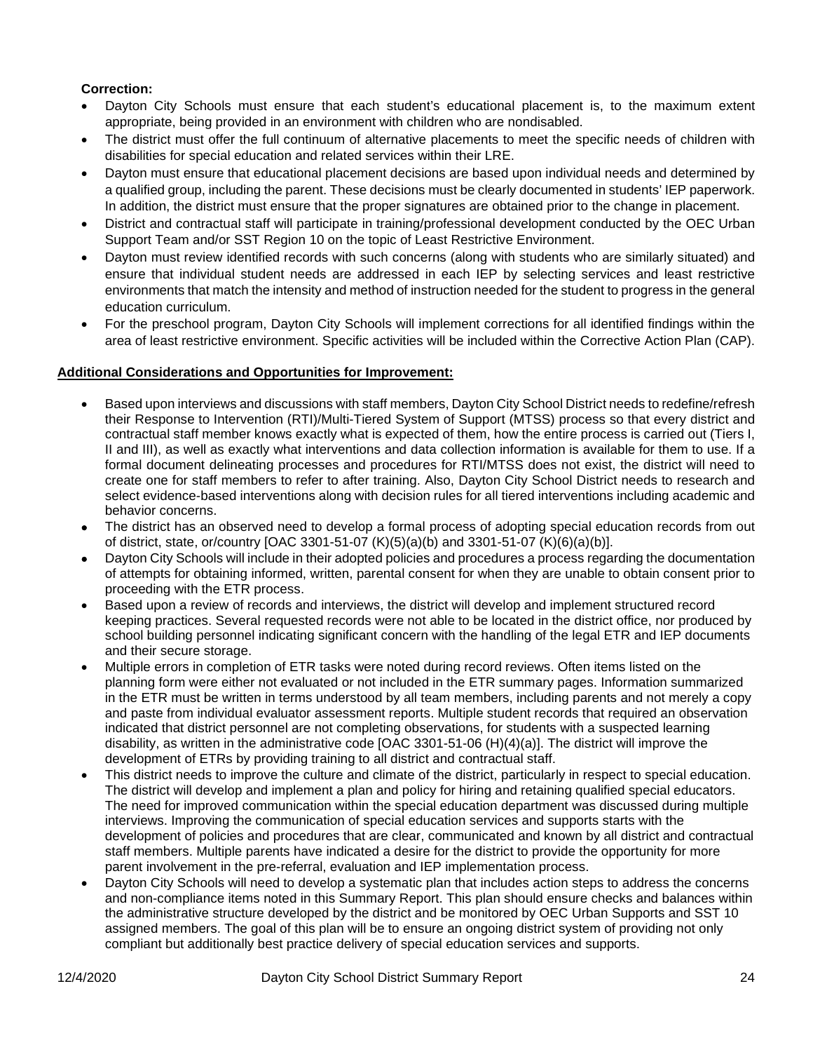**Correction:**

- Dayton City Schools must ensure that each student's educational placement is, to the maximum extent appropriate, being provided in an environment with children who are nondisabled.
- The district must offer the full continuum of alternative placements to meet the specific needs of children with disabilities for special education and related services within their LRE.
- Dayton must ensure that educational placement decisions are based upon individual needs and determined by a qualified group, including the parent. These decisions must be clearly documented in students' IEP paperwork. In addition, the district must ensure that the proper signatures are obtained prior to the change in placement.
- District and contractual staff will participate in training/professional development conducted by the OEC Urban Support Team and/or SST Region 10 on the topic of Least Restrictive Environment.
- Dayton must review identified records with such concerns (along with students who are similarly situated) and ensure that individual student needs are addressed in each IEP by selecting services and least restrictive environments that match the intensity and method of instruction needed for the student to progress in the general education curriculum.
- For the preschool program, Dayton City Schools will implement corrections for all identified findings within the area of least restrictive environment. Specific activities will be included within the Corrective Action Plan (CAP).

**Additional Considerations and Opportunities for Improvement:**

- Based upon interviews and discussions with staff members, Dayton City School District needs to redefine/refresh their Response to Intervention (RTI)/Multi-Tiered System of Support (MTSS) process so that every district and contractual staff member knows exactly what is expected of them, how the entire process is carried out (Tiers I, II and III), as well as exactly what interventions and data collection information is available for them to use. If a formal document delineating processes and procedures for RTI/MTSS does not exist, the district will need to create one for staff members to refer to after training. Also, Dayton City School District needs to research and select evidence-based interventions along with decision rules for all tiered interventions including academic and behavior concerns.
- The district has an observed need to develop a formal process of adopting special education records from out of district, state, or/country [OAC 3301-51-07 (K)(5)(a)(b) and 3301-51-07 (K)(6)(a)(b)].
- Dayton City Schools will include in their adopted policies and procedures a process regarding the documentation of attempts for obtaining informed, written, parental consent for when they are unable to obtain consent prior to proceeding with the ETR process.
- Based upon a review of records and interviews, the district will develop and implement structured record keeping practices. Several requested records were not able to be located in the district office, nor produced by school building personnel indicating significant concern with the handling of the legal ETR and IEP documents and their secure storage.
- Multiple errors in completion of ETR tasks were noted during record reviews. Often items listed on the planning form were either not evaluated or not included in the ETR summary pages. Information summarized in the ETR must be written in terms understood by all team members, including parents and not merely a copy and paste from individual evaluator assessment reports. Multiple student records that required an observation indicated that district personnel are not completing observations, for students with a suspected learning disability, as written in the administrative code [OAC 3301-51-06 (H)(4)(a)]. The district will improve the development of ETRs by providing training to all district and contractual staff.
- This district needs to improve the culture and climate of the district, particularly in respect to special education. The district will develop and implement a plan and policy for hiring and retaining qualified special educators. The need for improved communication within the special education department was discussed during multiple interviews. Improving the communication of special education services and supports starts with the development of policies and procedures that are clear, communicated and known by all district and contractual staff members. Multiple parents have indicated a desire for the district to provide the opportunity for more parent involvement in the pre-referral, evaluation and IEP implementation process.
- Dayton City Schools will need to develop a systematic plan that includes action steps to address the concerns and non-compliance items noted in this Summary Report. This plan should ensure checks and balances within the administrative structure developed by the district and be monitored by OEC Urban Supports and SST 10 assigned members. The goal of this plan will be to ensure an ongoing district system of providing not only compliant but additionally best practice delivery of special education services and supports.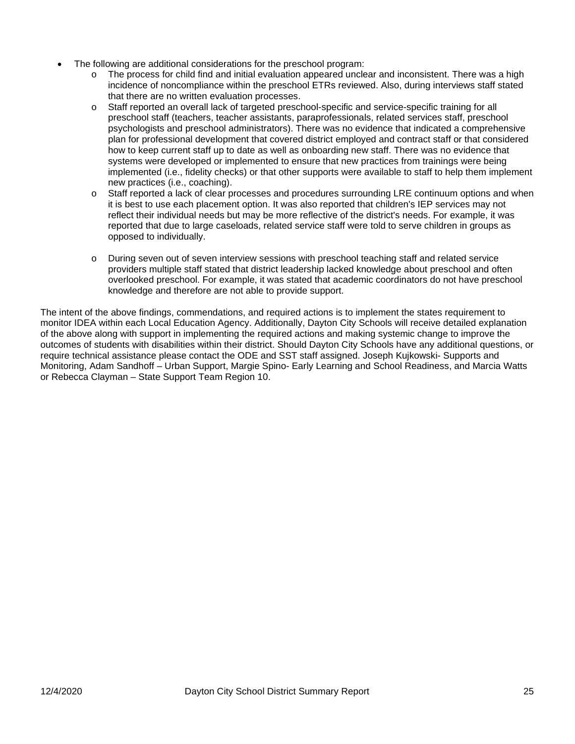- The following are additional considerations for the preschool program:
  - The process for child find and initial evaluation appeared unclear and inconsistent. There was a high incidence of noncompliance within the preschool ETRs reviewed. Also, during interviews staff stated that there are no written evaluation processes.
  - Staff reported an overall lack of targeted preschool-specific and service-specific training for all preschool staff (teachers, teacher assistants, paraprofessionals, related services staff, preschool psychologists and preschool administrators). There was no evidence that indicated a comprehensive plan for professional development that covered district employed and contract staff or that considered how to keep current staff up to date as well as onboarding new staff. There was no evidence that systems were developed or implemented to ensure that new practices from trainings were being implemented (i.e., fidelity checks) or that other supports were available to staff to help them implement new practices (i.e., coaching).
  - Staff reported a lack of clear processes and procedures surrounding LRE continuum options and when it is best to use each placement option. It was also reported that children's IEP services may not reflect their individual needs but may be more reflective of the district's needs. For example, it was reported that due to large caseloads, related service staff were told to serve children in groups as opposed to individually.
  - During seven out of seven interview sessions with preschool teaching staff and related service providers multiple staff stated that district leadership lacked knowledge about preschool and often overlooked preschool. For example, it was stated that academic coordinators do not have preschool knowledge and therefore are not able to provide support.

The intent of the above findings, commendations, and required actions is to implement the states requirement to monitor IDEA within each Local Education Agency. Additionally, Dayton City Schools will receive detailed explanation of the above along with support in implementing the required actions and making systemic change to improve the outcomes of students with disabilities within their district. Should Dayton City Schools have any additional questions, or require technical assistance please contact the ODE and SST staff assigned. Joseph Kujkowski- Supports and Monitoring, Adam Sandhoff – Urban Support, Margie Spino- Early Learning and School Readiness, and Marcia Watts or Rebecca Clayman – State Support Team Region 10.